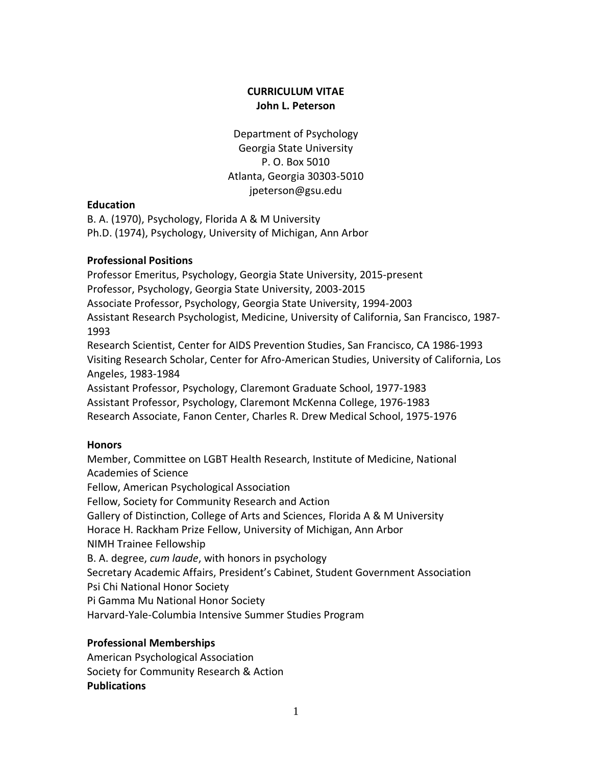# CURRICULUM VITAE
## John L. Peterson

Department of Psychology
Georgia State University
P. O. Box 5010
Atlanta, Georgia 30303-5010
jpeterson@gsu.edu

### Education

B. A. (1970), Psychology, Florida A & M University
Ph.D. (1974), Psychology, University of Michigan, Ann Arbor

### Professional Positions

Professor Emeritus, Psychology, Georgia State University, 2015-present
Professor, Psychology, Georgia State University, 2003-2015
Associate Professor, Psychology, Georgia State University, 1994-2003
Assistant Research Psychologist, Medicine, University of California, San Francisco, 1987-1993
Research Scientist, Center for AIDS Prevention Studies, San Francisco, CA 1986-1993
Visiting Research Scholar, Center for Afro-American Studies, University of California, Los Angeles, 1983-1984
Assistant Professor, Psychology, Claremont Graduate School, 1977-1983
Assistant Professor, Psychology, Claremont McKenna College, 1976-1983
Research Associate, Fanon Center, Charles R. Drew Medical School, 1975-1976

### Honors

Member, Committee on LGBT Health Research, Institute of Medicine, National Academies of Science
Fellow, American Psychological Association
Fellow, Society for Community Research and Action
Gallery of Distinction, College of Arts and Sciences, Florida A & M University
Horace H. Rackham Prize Fellow, University of Michigan, Ann Arbor
NIMH Trainee Fellowship
B. A. degree, *cum laude*, with honors in psychology
Secretary Academic Affairs, President's Cabinet, Student Government Association
Psi Chi National Honor Society
Pi Gamma Mu National Honor Society
Harvard-Yale-Columbia Intensive Summer Studies Program

### Professional Memberships

American Psychological Association
Society for Community Research & Action

### Publications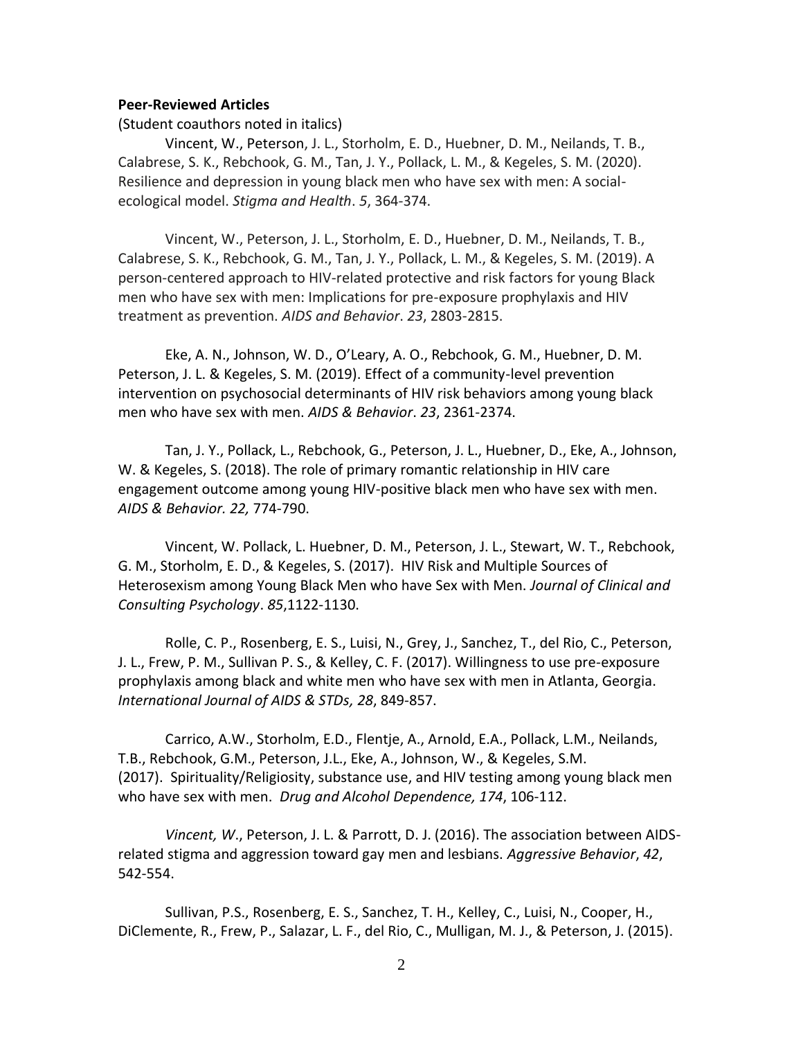**Peer-Reviewed Articles**

(Student coauthors noted in italics)

Vincent, W., Peterson, J. L., Storholm, E. D., Huebner, D. M., Neilands, T. B., Calabrese, S. K., Rebchook, G. M., Tan, J. Y., Pollack, L. M., & Kegeles, S. M. (2020). Resilience and depression in young black men who have sex with men: A social-ecological model. *Stigma and Health*. *5*, 364-374.

Vincent, W., Peterson, J. L., Storholm, E. D., Huebner, D. M., Neilands, T. B., Calabrese, S. K., Rebchook, G. M., Tan, J. Y., Pollack, L. M., & Kegeles, S. M. (2019). A person-centered approach to HIV-related protective and risk factors for young Black men who have sex with men: Implications for pre-exposure prophylaxis and HIV treatment as prevention. *AIDS and Behavior*. *23*, 2803-2815.

Eke, A. N., Johnson, W. D., O'Leary, A. O., Rebchook, G. M., Huebner, D. M. Peterson, J. L. & Kegeles, S. M. (2019). Effect of a community-level prevention intervention on psychosocial determinants of HIV risk behaviors among young black men who have sex with men. *AIDS & Behavior*. *23*, 2361-2374.

Tan, J. Y., Pollack, L., Rebchook, G., Peterson, J. L., Huebner, D., Eke, A., Johnson, W. & Kegeles, S. (2018). The role of primary romantic relationship in HIV care engagement outcome among young HIV-positive black men who have sex with men. *AIDS & Behavior. 22,* 774-790.

Vincent, W. Pollack, L. Huebner, D. M., Peterson, J. L., Stewart, W. T., Rebchook, G. M., Storholm, E. D., & Kegeles, S. (2017). HIV Risk and Multiple Sources of Heterosexism among Young Black Men who have Sex with Men. *Journal of Clinical and Consulting Psychology*. *85*,1122-1130.

Rolle, C. P., Rosenberg, E. S., Luisi, N., Grey, J., Sanchez, T., del Rio, C., Peterson, J. L., Frew, P. M., Sullivan P. S., & Kelley, C. F. (2017). Willingness to use pre-exposure prophylaxis among black and white men who have sex with men in Atlanta, Georgia. *International Journal of AIDS & STDs, 28*, 849-857.

Carrico, A.W., Storholm, E.D., Flentje, A., Arnold, E.A., Pollack, L.M., Neilands, T.B., Rebchook, G.M., Peterson, J.L., Eke, A., Johnson, W., & Kegeles, S.M. (2017). Spirituality/Religiosity, substance use, and HIV testing among young black men who have sex with men. *Drug and Alcohol Dependence, 174*, 106-112.

*Vincent, W*., Peterson, J. L. & Parrott, D. J. (2016). The association between AIDS-related stigma and aggression toward gay men and lesbians. *Aggressive Behavior*, *42*, 542-554.

Sullivan, P.S., Rosenberg, E. S., Sanchez, T. H., Kelley, C., Luisi, N., Cooper, H., DiClemente, R., Frew, P., Salazar, L. F., del Rio, C., Mulligan, M. J., & Peterson, J. (2015).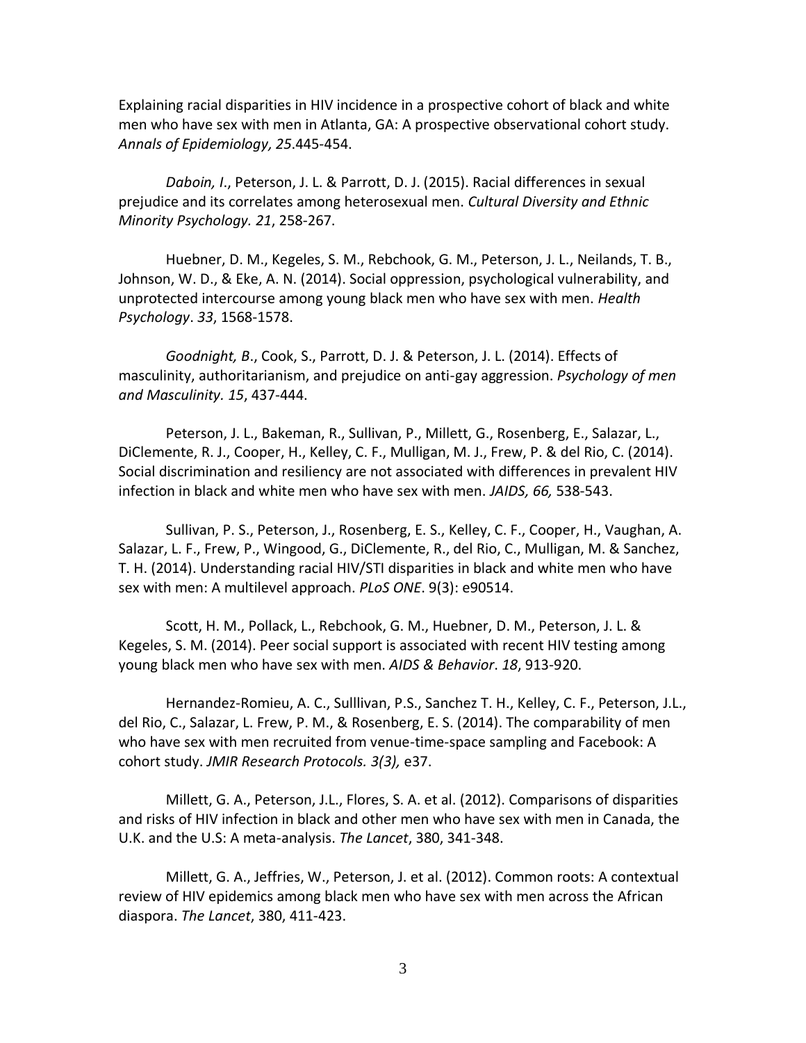Explaining racial disparities in HIV incidence in a prospective cohort of black and white men who have sex with men in Atlanta, GA: A prospective observational cohort study. *Annals of Epidemiology, 25*.445-454.

*Daboin, I*., Peterson, J. L. & Parrott, D. J. (2015). Racial differences in sexual prejudice and its correlates among heterosexual men. *Cultural Diversity and Ethnic Minority Psychology. 21*, 258-267.

Huebner, D. M., Kegeles, S. M., Rebchook, G. M., Peterson, J. L., Neilands, T. B., Johnson, W. D., & Eke, A. N. (2014). Social oppression, psychological vulnerability, and unprotected intercourse among young black men who have sex with men. *Health Psychology*. *33*, 1568-1578.

*Goodnight, B*., Cook, S., Parrott, D. J. & Peterson, J. L. (2014). Effects of masculinity, authoritarianism, and prejudice on anti-gay aggression. *Psychology of men and Masculinity*. *15*, 437-444.

Peterson, J. L., Bakeman, R., Sullivan, P., Millett, G., Rosenberg, E., Salazar, L., DiClemente, R. J., Cooper, H., Kelley, C. F., Mulligan, M. J., Frew, P. & del Rio, C. (2014). Social discrimination and resiliency are not associated with differences in prevalent HIV infection in black and white men who have sex with men. *JAIDS, 66,* 538-543.

Sullivan, P. S., Peterson, J., Rosenberg, E. S., Kelley, C. F., Cooper, H., Vaughan, A. Salazar, L. F., Frew, P., Wingood, G., DiClemente, R., del Rio, C., Mulligan, M. & Sanchez, T. H. (2014). Understanding racial HIV/STI disparities in black and white men who have sex with men: A multilevel approach. *PLoS ONE*. 9(3): e90514.

Scott, H. M., Pollack, L., Rebchook, G. M., Huebner, D. M., Peterson, J. L. & Kegeles, S. M. (2014). Peer social support is associated with recent HIV testing among young black men who have sex with men. *AIDS & Behavior*. *18*, 913-920.

Hernandez-Romieu, A. C., Sulllivan, P.S., Sanchez T. H., Kelley, C. F., Peterson, J.L., del Rio, C., Salazar, L. Frew, P. M., & Rosenberg, E. S. (2014). The comparability of men who have sex with men recruited from venue-time-space sampling and Facebook: A cohort study. *JMIR Research Protocols. 3(3),* e37.

Millett, G. A., Peterson, J.L., Flores, S. A. et al. (2012). Comparisons of disparities and risks of HIV infection in black and other men who have sex with men in Canada, the U.K. and the U.S: A meta-analysis. *The Lancet*, 380, 341-348.

Millett, G. A., Jeffries, W., Peterson, J. et al. (2012). Common roots: A contextual review of HIV epidemics among black men who have sex with men across the African diaspora. *The Lancet*, 380, 411-423.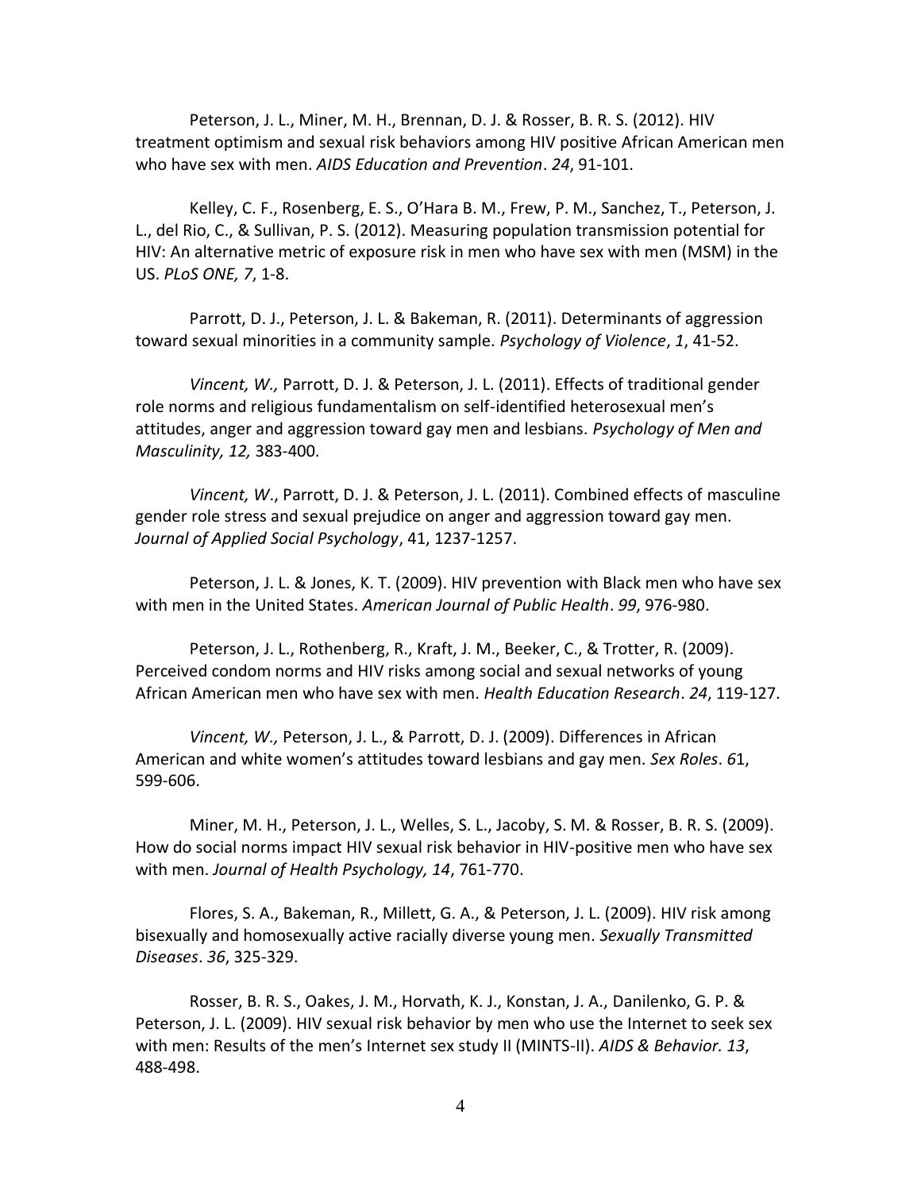Peterson, J. L., Miner, M. H., Brennan, D. J. & Rosser, B. R. S. (2012). HIV treatment optimism and sexual risk behaviors among HIV positive African American men who have sex with men. *AIDS Education and Prevention*. *24*, 91-101.

Kelley, C. F., Rosenberg, E. S., O'Hara B. M., Frew, P. M., Sanchez, T., Peterson, J. L., del Rio, C., & Sullivan, P. S. (2012). Measuring population transmission potential for HIV: An alternative metric of exposure risk in men who have sex with men (MSM) in the US. *PLoS ONE, 7*, 1-8.

Parrott, D. J., Peterson, J. L. & Bakeman, R. (2011). Determinants of aggression toward sexual minorities in a community sample. *Psychology of Violence*, *1*, 41-52.

*Vincent, W.,* Parrott, D. J. & Peterson, J. L. (2011). Effects of traditional gender role norms and religious fundamentalism on self-identified heterosexual men's attitudes, anger and aggression toward gay men and lesbians. *Psychology of Men and Masculinity, 12,* 383-400.

*Vincent, W*., Parrott, D. J. & Peterson, J. L. (2011). Combined effects of masculine gender role stress and sexual prejudice on anger and aggression toward gay men. *Journal of Applied Social Psychology*, 41, 1237-1257.

Peterson, J. L. & Jones, K. T. (2009). HIV prevention with Black men who have sex with men in the United States. *American Journal of Public Health*. *99*, 976-980.

Peterson, J. L., Rothenberg, R., Kraft, J. M., Beeker, C., & Trotter, R. (2009). Perceived condom norms and HIV risks among social and sexual networks of young African American men who have sex with men. *Health Education Research*. *24*, 119-127.

*Vincent, W.,* Peterson, J. L., & Parrott, D. J. (2009). Differences in African American and white women's attitudes toward lesbians and gay men. *Sex Roles*. *6*1, 599-606.

Miner, M. H., Peterson, J. L., Welles, S. L., Jacoby, S. M. & Rosser, B. R. S. (2009). How do social norms impact HIV sexual risk behavior in HIV-positive men who have sex with men. *Journal of Health Psychology, 14*, 761-770.

Flores, S. A., Bakeman, R., Millett, G. A., & Peterson, J. L. (2009). HIV risk among bisexually and homosexually active racially diverse young men. *Sexually Transmitted Diseases*. *36*, 325-329.

Rosser, B. R. S., Oakes, J. M., Horvath, K. J., Konstan, J. A., Danilenko, G. P. & Peterson, J. L. (2009). HIV sexual risk behavior by men who use the Internet to seek sex with men: Results of the men's Internet sex study II (MINTS-II). *AIDS & Behavior. 13*, 488-498.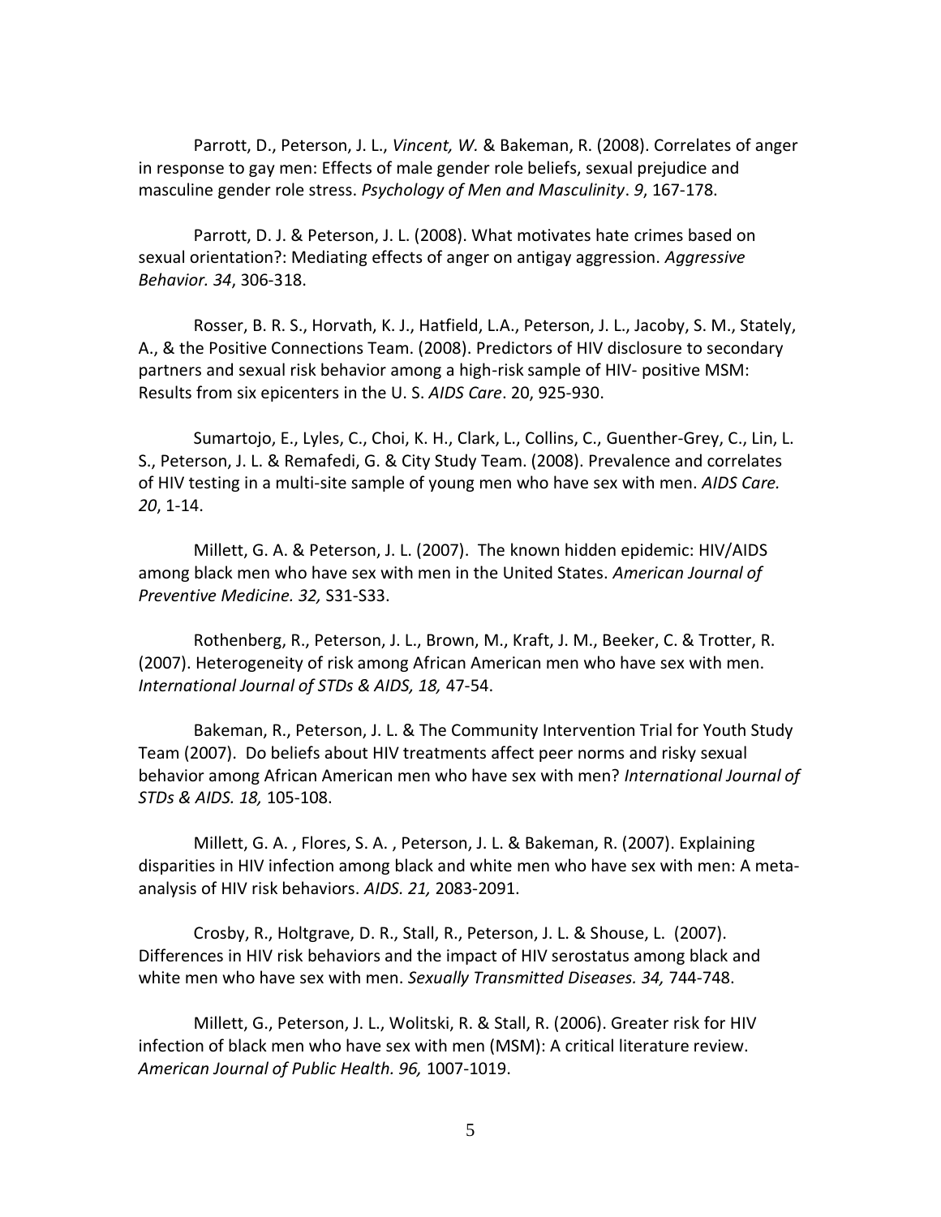Parrott, D., Peterson, J. L., *Vincent, W.* & Bakeman, R. (2008). Correlates of anger in response to gay men: Effects of male gender role beliefs, sexual prejudice and masculine gender role stress. *Psychology of Men and Masculinity*. *9*, 167-178.

Parrott, D. J. & Peterson, J. L. (2008). What motivates hate crimes based on sexual orientation?: Mediating effects of anger on antigay aggression. *Aggressive Behavior. 34*, 306-318.

Rosser, B. R. S., Horvath, K. J., Hatfield, L.A., Peterson, J. L., Jacoby, S. M., Stately, A., & the Positive Connections Team. (2008). Predictors of HIV disclosure to secondary partners and sexual risk behavior among a high-risk sample of HIV- positive MSM: Results from six epicenters in the U. S. *AIDS Care*. 20, 925-930.

Sumartojo, E., Lyles, C., Choi, K. H., Clark, L., Collins, C., Guenther-Grey, C., Lin, L. S., Peterson, J. L. & Remafedi, G. & City Study Team. (2008). Prevalence and correlates of HIV testing in a multi-site sample of young men who have sex with men. *AIDS Care. 20*, 1-14.

Millett, G. A. & Peterson, J. L. (2007). The known hidden epidemic: HIV/AIDS among black men who have sex with men in the United States. *American Journal of Preventive Medicine. 32,* S31-S33.

Rothenberg, R., Peterson, J. L., Brown, M., Kraft, J. M., Beeker, C. & Trotter, R. (2007). Heterogeneity of risk among African American men who have sex with men. *International Journal of STDs & AIDS, 18,* 47-54.

Bakeman, R., Peterson, J. L. & The Community Intervention Trial for Youth Study Team (2007). Do beliefs about HIV treatments affect peer norms and risky sexual behavior among African American men who have sex with men? *International Journal of STDs & AIDS. 18,* 105-108.

Millett, G. A. , Flores, S. A. , Peterson, J. L. & Bakeman, R. (2007). Explaining disparities in HIV infection among black and white men who have sex with men: A meta-analysis of HIV risk behaviors. *AIDS. 21,* 2083-2091.

Crosby, R., Holtgrave, D. R., Stall, R., Peterson, J. L. & Shouse, L. (2007). Differences in HIV risk behaviors and the impact of HIV serostatus among black and white men who have sex with men. *Sexually Transmitted Diseases. 34,* 744-748.

Millett, G., Peterson, J. L., Wolitski, R. & Stall, R. (2006). Greater risk for HIV infection of black men who have sex with men (MSM): A critical literature review. *American Journal of Public Health. 96,* 1007-1019.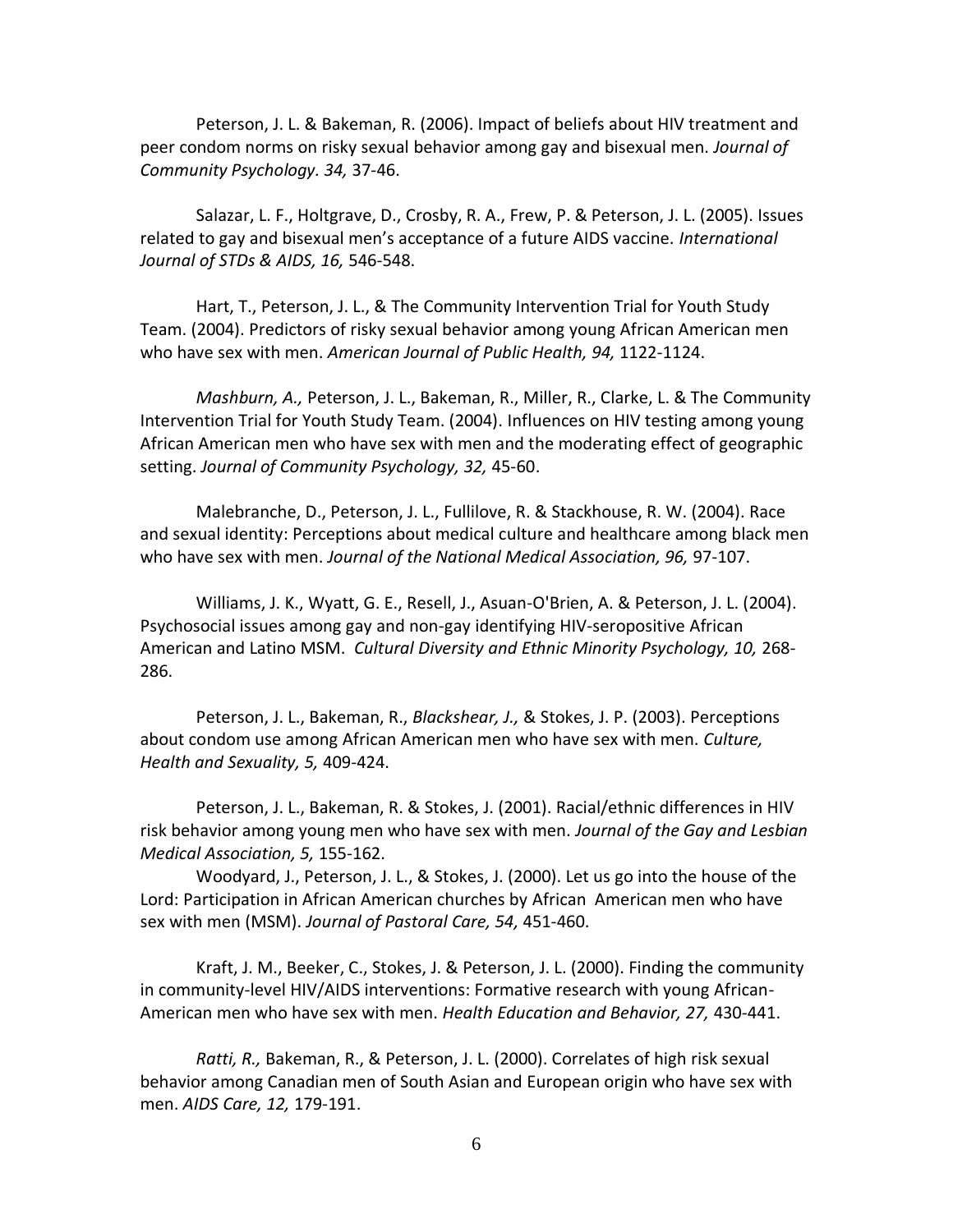Peterson, J. L. & Bakeman, R. (2006). Impact of beliefs about HIV treatment and peer condom norms on risky sexual behavior among gay and bisexual men. *Journal of Community Psychology. 34,* 37-46.

Salazar, L. F., Holtgrave, D., Crosby, R. A., Frew, P. & Peterson, J. L. (2005). Issues related to gay and bisexual men's acceptance of a future AIDS vaccine. *International Journal of STDs & AIDS, 16,* 546-548.

Hart, T., Peterson, J. L., & The Community Intervention Trial for Youth Study Team. (2004). Predictors of risky sexual behavior among young African American men who have sex with men. *American Journal of Public Health, 94,* 1122-1124.

*Mashburn, A.,* Peterson, J. L., Bakeman, R., Miller, R., Clarke, L. & The Community Intervention Trial for Youth Study Team. (2004). Influences on HIV testing among young African American men who have sex with men and the moderating effect of geographic setting. *Journal of Community Psychology, 32,* 45-60.

Malebranche, D., Peterson, J. L., Fullilove, R. & Stackhouse, R. W. (2004). Race and sexual identity: Perceptions about medical culture and healthcare among black men who have sex with men. *Journal of the National Medical Association, 96,* 97-107.

Williams, J. K., Wyatt, G. E., Resell, J., Asuan-O'Brien, A. & Peterson, J. L. (2004). Psychosocial issues among gay and non-gay identifying HIV-seropositive African American and Latino MSM. *Cultural Diversity and Ethnic Minority Psychology, 10,* 268-286.

Peterson, J. L., Bakeman, R., *Blackshear, J.,* & Stokes, J. P. (2003). Perceptions about condom use among African American men who have sex with men. *Culture, Health and Sexuality, 5,* 409-424.

Peterson, J. L., Bakeman, R. & Stokes, J. (2001). Racial/ethnic differences in HIV risk behavior among young men who have sex with men. *Journal of the Gay and Lesbian Medical Association, 5,* 155-162.

Woodyard, J., Peterson, J. L., & Stokes, J. (2000). Let us go into the house of the Lord: Participation in African American churches by African American men who have sex with men (MSM). *Journal of Pastoral Care, 54,* 451-460.

Kraft, J. M., Beeker, C., Stokes, J. & Peterson, J. L. (2000). Finding the community in community-level HIV/AIDS interventions: Formative research with young African-American men who have sex with men. *Health Education and Behavior, 27,* 430-441.

*Ratti, R.,* Bakeman, R., & Peterson, J. L. (2000). Correlates of high risk sexual behavior among Canadian men of South Asian and European origin who have sex with men. *AIDS Care, 12,* 179-191.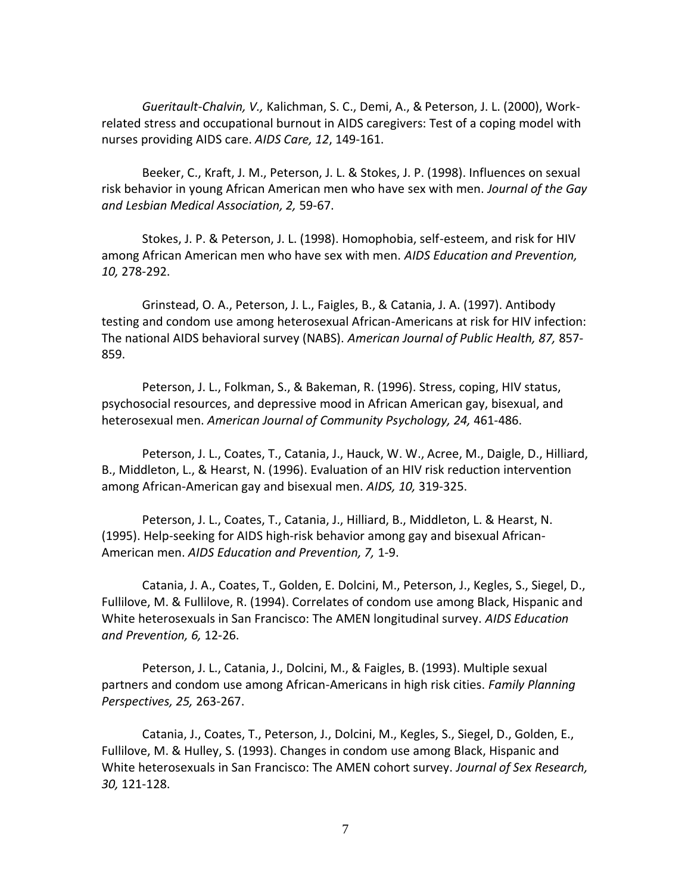*Gueritault-Chalvin, V.,* Kalichman, S. C., Demi, A., & Peterson, J. L. (2000), Work-related stress and occupational burnout in AIDS caregivers: Test of a coping model with nurses providing AIDS care. *AIDS Care, 12*, 149-161.

Beeker, C., Kraft, J. M., Peterson, J. L. & Stokes, J. P. (1998). Influences on sexual risk behavior in young African American men who have sex with men. *Journal of the Gay and Lesbian Medical Association, 2,* 59-67.

Stokes, J. P. & Peterson, J. L. (1998). Homophobia, self-esteem, and risk for HIV among African American men who have sex with men. *AIDS Education and Prevention, 10,* 278-292.

Grinstead, O. A., Peterson, J. L., Faigles, B., & Catania, J. A. (1997). Antibody testing and condom use among heterosexual African-Americans at risk for HIV infection: The national AIDS behavioral survey (NABS). *American Journal of Public Health, 87,* 857-859.

Peterson, J. L., Folkman, S., & Bakeman, R. (1996). Stress, coping, HIV status, psychosocial resources, and depressive mood in African American gay, bisexual, and heterosexual men. *American Journal of Community Psychology, 24,* 461-486.

Peterson, J. L., Coates, T., Catania, J., Hauck, W. W., Acree, M., Daigle, D., Hilliard, B., Middleton, L., & Hearst, N. (1996). Evaluation of an HIV risk reduction intervention among African-American gay and bisexual men. *AIDS, 10,* 319-325.

Peterson, J. L., Coates, T., Catania, J., Hilliard, B., Middleton, L. & Hearst, N. (1995). Help-seeking for AIDS high-risk behavior among gay and bisexual African-American men. *AIDS Education and Prevention, 7,* 1-9.

Catania, J. A., Coates, T., Golden, E. Dolcini, M., Peterson, J., Kegles, S., Siegel, D., Fullilove, M. & Fullilove, R. (1994). Correlates of condom use among Black, Hispanic and White heterosexuals in San Francisco: The AMEN longitudinal survey. *AIDS Education and Prevention, 6,* 12-26.

Peterson, J. L., Catania, J., Dolcini, M., & Faigles, B. (1993). Multiple sexual partners and condom use among African-Americans in high risk cities. *Family Planning Perspectives, 25,* 263-267.

Catania, J., Coates, T., Peterson, J., Dolcini, M., Kegles, S., Siegel, D., Golden, E., Fullilove, M. & Hulley, S. (1993). Changes in condom use among Black, Hispanic and White heterosexuals in San Francisco: The AMEN cohort survey. *Journal of Sex Research, 30,* 121-128.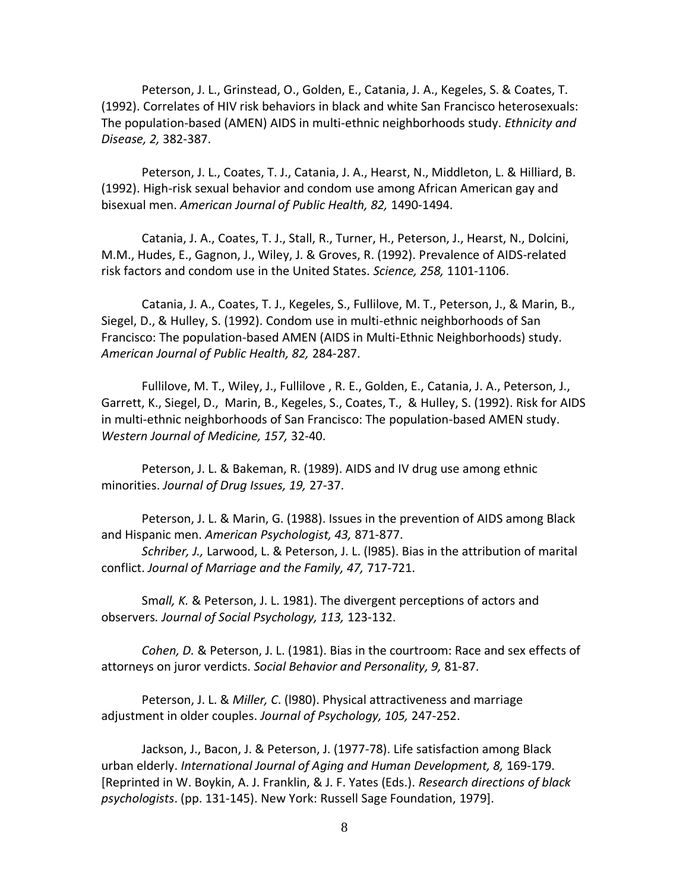Peterson, J. L., Grinstead, O., Golden, E., Catania, J. A., Kegeles, S. & Coates, T. (1992). Correlates of HIV risk behaviors in black and white San Francisco heterosexuals: The population-based (AMEN) AIDS in multi-ethnic neighborhoods study. *Ethnicity and Disease, 2,* 382-387.

Peterson, J. L., Coates, T. J., Catania, J. A., Hearst, N., Middleton, L. & Hilliard, B. (1992). High-risk sexual behavior and condom use among African American gay and bisexual men. *American Journal of Public Health, 82,* 1490-1494.

Catania, J. A., Coates, T. J., Stall, R., Turner, H., Peterson, J., Hearst, N., Dolcini, M.M., Hudes, E., Gagnon, J., Wiley, J. & Groves, R. (1992). Prevalence of AIDS-related risk factors and condom use in the United States. *Science, 258,* 1101-1106.

Catania, J. A., Coates, T. J., Kegeles, S., Fullilove, M. T., Peterson, J., & Marin, B., Siegel, D., & Hulley, S. (1992). Condom use in multi-ethnic neighborhoods of San Francisco: The population-based AMEN (AIDS in Multi-Ethnic Neighborhoods) study. *American Journal of Public Health, 82,* 284-287.

Fullilove, M. T., Wiley, J., Fullilove , R. E., Golden, E., Catania, J. A., Peterson, J., Garrett, K., Siegel, D., Marin, B., Kegeles, S., Coates, T., & Hulley, S. (1992). Risk for AIDS in multi-ethnic neighborhoods of San Francisco: The population-based AMEN study. *Western Journal of Medicine, 157,* 32-40.

Peterson, J. L. & Bakeman, R. (1989). AIDS and IV drug use among ethnic minorities. *Journal of Drug Issues, 19,* 27-37.

Peterson, J. L. & Marin, G. (1988). Issues in the prevention of AIDS among Black and Hispanic men. *American Psychologist, 43,* 871-877.

*Schriber, J.,* Larwood, L. & Peterson, J. L. (l985). Bias in the attribution of marital conflict. *Journal of Marriage and the Family, 47,* 717-721.

Sm*all, K.* & Peterson, J. L. 1981). The divergent perceptions of actors and observers*. Journal of Social Psychology, 113,* 123-132.

*Cohen, D.* & Peterson, J. L. (1981). Bias in the courtroom: Race and sex effects of attorneys on juror verdicts. *Social Behavior and Personality, 9,* 81-87.

Peterson, J. L. & *Miller, C*. (l980). Physical attractiveness and marriage adjustment in older couples. *Journal of Psychology, 105,* 247-252.

Jackson, J., Bacon, J. & Peterson, J. (1977-78). Life satisfaction among Black urban elderly. *International Journal of Aging and Human Development, 8,* 169-179. [Reprinted in W. Boykin, A. J. Franklin, & J. F. Yates (Eds.). *Research directions of black psychologists*. (pp. 131-145). New York: Russell Sage Foundation, 1979].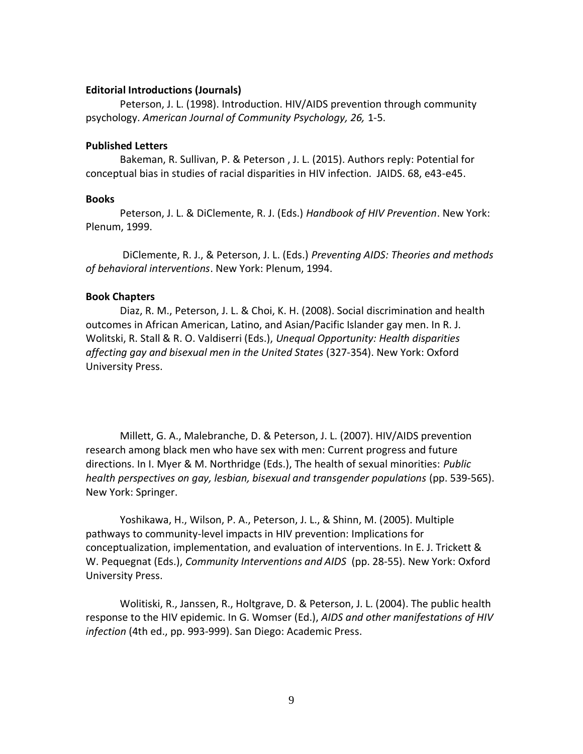**Editorial Introductions (Journals)**

Peterson, J. L. (1998). Introduction. HIV/AIDS prevention through community psychology. *American Journal of Community Psychology, 26,* 1-5.

**Published Letters**

Bakeman, R. Sullivan, P. & Peterson , J. L. (2015). Authors reply: Potential for conceptual bias in studies of racial disparities in HIV infection. JAIDS. 68, e43-e45.

**Books**

Peterson, J. L. & DiClemente, R. J. (Eds.) *Handbook of HIV Prevention*. New York: Plenum, 1999.

DiClemente, R. J., & Peterson, J. L. (Eds.) *Preventing AIDS: Theories and methods of behavioral interventions*. New York: Plenum, 1994.

**Book Chapters**

Diaz, R. M., Peterson, J. L. & Choi, K. H. (2008). Social discrimination and health outcomes in African American, Latino, and Asian/Pacific Islander gay men. In R. J. Wolitski, R. Stall & R. O. Valdiserri (Eds.), *Unequal Opportunity: Health disparities affecting gay and bisexual men in the United States* (327-354). New York: Oxford University Press.

Millett, G. A., Malebranche, D. & Peterson, J. L. (2007). HIV/AIDS prevention research among black men who have sex with men: Current progress and future directions. In I. Myer & M. Northridge (Eds.), The health of sexual minorities: *Public health perspectives on gay, lesbian, bisexual and transgender populations* (pp. 539-565). New York: Springer.

Yoshikawa, H., Wilson, P. A., Peterson, J. L., & Shinn, M. (2005). Multiple pathways to community-level impacts in HIV prevention: Implications for conceptualization, implementation, and evaluation of interventions. In E. J. Trickett & W. Pequegnat (Eds.), *Community Interventions and AIDS* (pp. 28-55). New York: Oxford University Press.

Wolitiski, R., Janssen, R., Holtgrave, D. & Peterson, J. L. (2004). The public health response to the HIV epidemic. In G. Womser (Ed.), *AIDS and other manifestations of HIV infection* (4th ed., pp. 993-999). San Diego: Academic Press.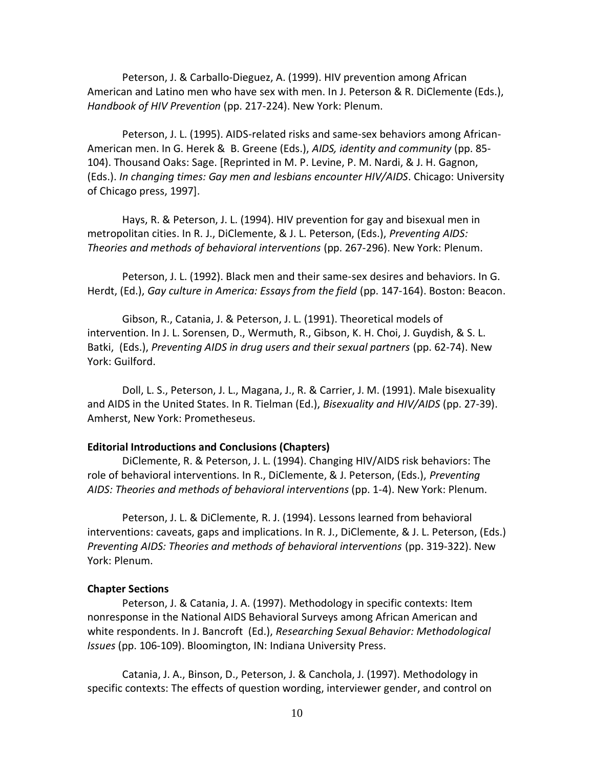Peterson, J. & Carballo-Dieguez, A. (1999). HIV prevention among African American and Latino men who have sex with men. In J. Peterson & R. DiClemente (Eds.), *Handbook of HIV Prevention* (pp. 217-224). New York: Plenum.

Peterson, J. L. (1995). AIDS-related risks and same-sex behaviors among African-American men. In G. Herek & B. Greene (Eds.), *AIDS, identity and community* (pp. 85-104). Thousand Oaks: Sage. [Reprinted in M. P. Levine, P. M. Nardi, & J. H. Gagnon, (Eds.). *In changing times: Gay men and lesbians encounter HIV/AIDS*. Chicago: University of Chicago press, 1997].

Hays, R. & Peterson, J. L. (1994). HIV prevention for gay and bisexual men in metropolitan cities. In R. J., DiClemente, & J. L. Peterson, (Eds.), *Preventing AIDS: Theories and methods of behavioral interventions* (pp. 267-296). New York: Plenum.

Peterson, J. L. (1992). Black men and their same-sex desires and behaviors. In G. Herdt, (Ed.), *Gay culture in America: Essays from the field* (pp. 147-164). Boston: Beacon.

Gibson, R., Catania, J. & Peterson, J. L. (1991). Theoretical models of intervention. In J. L. Sorensen, D., Wermuth, R., Gibson, K. H. Choi, J. Guydish, & S. L. Batki, (Eds.), *Preventing AIDS in drug users and their sexual partners* (pp. 62-74). New York: Guilford.

Doll, L. S., Peterson, J. L., Magana, J., R. & Carrier, J. M. (1991). Male bisexuality and AIDS in the United States. In R. Tielman (Ed.), *Bisexuality and HIV/AIDS* (pp. 27-39). Amherst, New York: Prometheseus.

**Editorial Introductions and Conclusions (Chapters)**

DiClemente, R. & Peterson, J. L. (1994). Changing HIV/AIDS risk behaviors: The role of behavioral interventions. In R., DiClemente, & J. Peterson, (Eds.), *Preventing AIDS: Theories and methods of behavioral interventions* (pp. 1-4). New York: Plenum.

Peterson, J. L. & DiClemente, R. J. (1994). Lessons learned from behavioral interventions: caveats, gaps and implications. In R. J., DiClemente, & J. L. Peterson, (Eds.) *Preventing AIDS: Theories and methods of behavioral interventions* (pp. 319-322). New York: Plenum.

**Chapter Sections**

Peterson, J. & Catania, J. A. (1997). Methodology in specific contexts: Item nonresponse in the National AIDS Behavioral Surveys among African American and white respondents. In J. Bancroft (Ed.), *Researching Sexual Behavior: Methodological Issues* (pp. 106-109). Bloomington, IN: Indiana University Press.

Catania, J. A., Binson, D., Peterson, J. & Canchola, J. (1997). Methodology in specific contexts: The effects of question wording, interviewer gender, and control on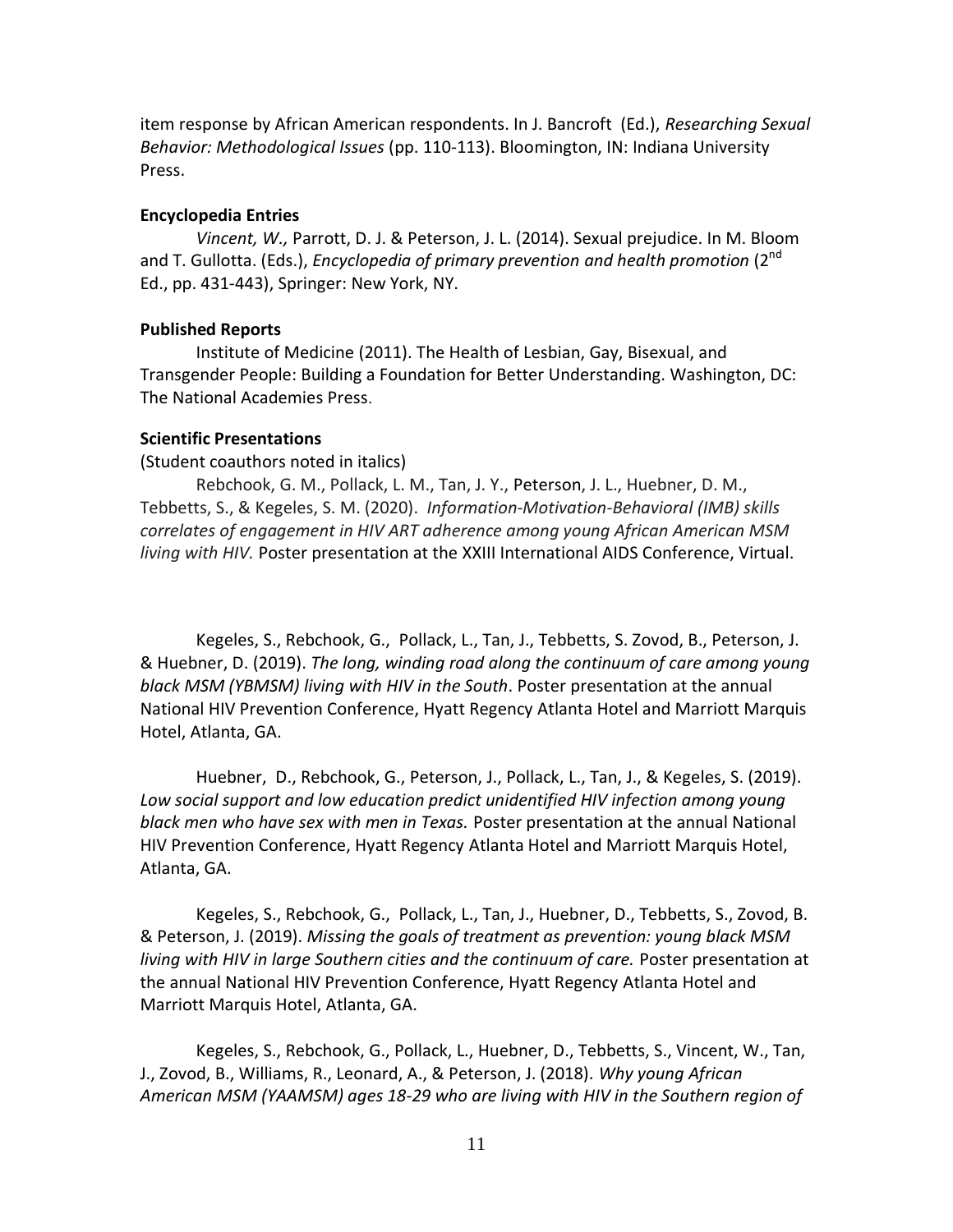item response by African American respondents. In J. Bancroft (Ed.), *Researching Sexual Behavior: Methodological Issues* (pp. 110-113). Bloomington, IN: Indiana University Press.

**Encyclopedia Entries**

*Vincent, W.,* Parrott, D. J. & Peterson, J. L. (2014). Sexual prejudice. In M. Bloom and T. Gullotta. (Eds.), *Encyclopedia of primary prevention and health promotion* (2nd Ed., pp. 431-443), Springer: New York, NY.

**Published Reports**

Institute of Medicine (2011). The Health of Lesbian, Gay, Bisexual, and Transgender People: Building a Foundation for Better Understanding. Washington, DC: The National Academies Press.

**Scientific Presentations**

(Student coauthors noted in italics)

Rebchook, G. M., Pollack, L. M., Tan, J. Y., Peterson, J. L., Huebner, D. M., Tebbetts, S., & Kegeles, S. M. (2020). *Information-Motivation-Behavioral (IMB) skills correlates of engagement in HIV ART adherence among young African American MSM living with HIV.* Poster presentation at the XXIII International AIDS Conference, Virtual.

Kegeles, S., Rebchook, G., Pollack, L., Tan, J., Tebbetts, S. Zovod, B., Peterson, J. & Huebner, D. (2019). *The long, winding road along the continuum of care among young black MSM (YBMSM) living with HIV in the South*. Poster presentation at the annual National HIV Prevention Conference, Hyatt Regency Atlanta Hotel and Marriott Marquis Hotel, Atlanta, GA.

Huebner, D., Rebchook, G., Peterson, J., Pollack, L., Tan, J., & Kegeles, S. (2019). *Low social support and low education predict unidentified HIV infection among young black men who have sex with men in Texas.* Poster presentation at the annual National HIV Prevention Conference, Hyatt Regency Atlanta Hotel and Marriott Marquis Hotel, Atlanta, GA.

Kegeles, S., Rebchook, G., Pollack, L., Tan, J., Huebner, D., Tebbetts, S., Zovod, B. & Peterson, J. (2019). *Missing the goals of treatment as prevention: young black MSM living with HIV in large Southern cities and the continuum of care.* Poster presentation at the annual National HIV Prevention Conference, Hyatt Regency Atlanta Hotel and Marriott Marquis Hotel, Atlanta, GA.

Kegeles, S., Rebchook, G., Pollack, L., Huebner, D., Tebbetts, S., Vincent, W., Tan, J., Zovod, B., Williams, R., Leonard, A., & Peterson, J. (2018). *Why young African American MSM (YAAMSM) ages 18-29 who are living with HIV in the Southern region of*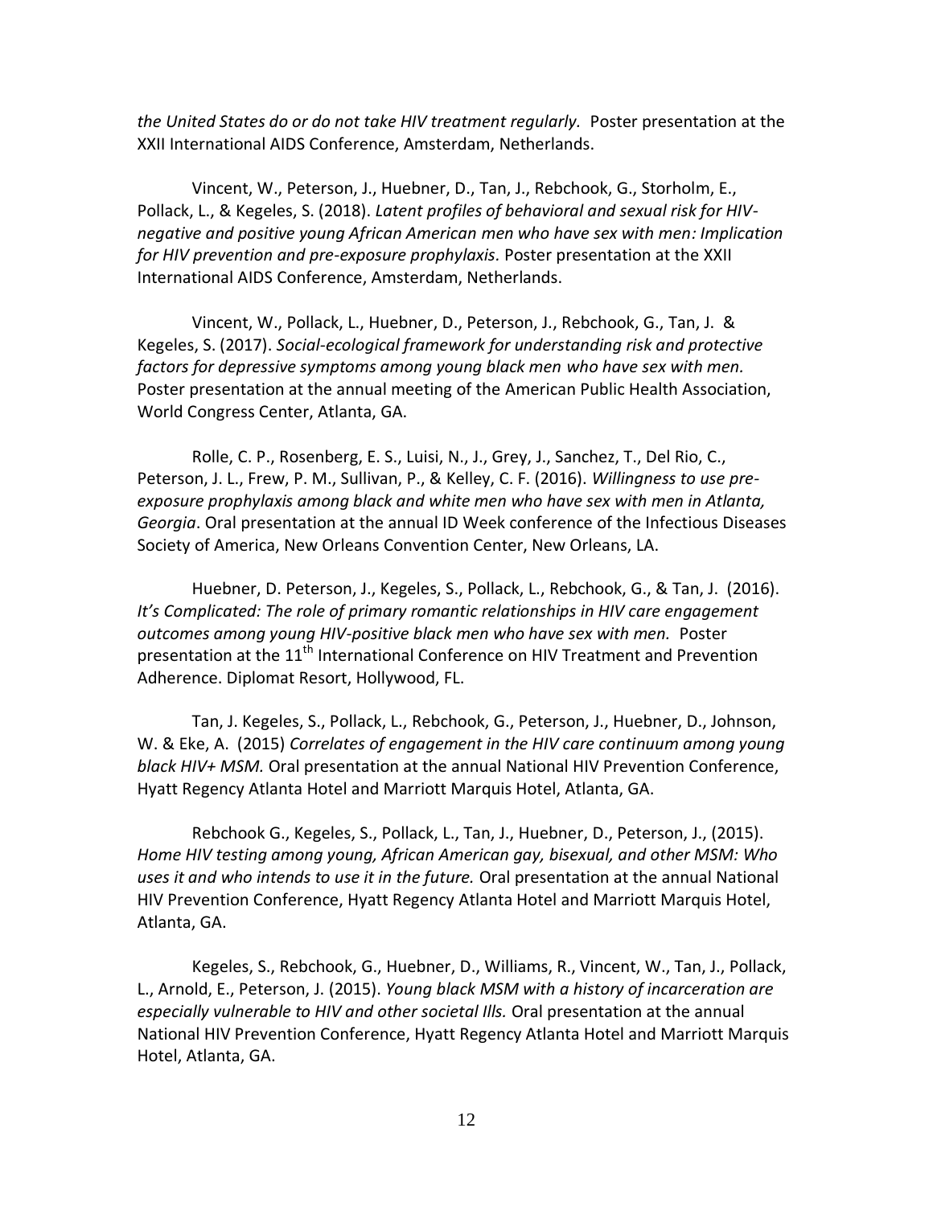*the United States do or do not take HIV treatment regularly.* Poster presentation at the XXII International AIDS Conference, Amsterdam, Netherlands.

Vincent, W., Peterson, J., Huebner, D., Tan, J., Rebchook, G., Storholm, E., Pollack, L., & Kegeles, S. (2018). *Latent profiles of behavioral and sexual risk for HIV-negative and positive young African American men who have sex with men: Implication for HIV prevention and pre-exposure prophylaxis.* Poster presentation at the XXII International AIDS Conference, Amsterdam, Netherlands.

Vincent, W., Pollack, L., Huebner, D., Peterson, J., Rebchook, G., Tan, J. & Kegeles, S. (2017). *Social-ecological framework for understanding risk and protective factors for depressive symptoms among young black men who have sex with men.* Poster presentation at the annual meeting of the American Public Health Association, World Congress Center, Atlanta, GA.

Rolle, C. P., Rosenberg, E. S., Luisi, N., J., Grey, J., Sanchez, T., Del Rio, C., Peterson, J. L., Frew, P. M., Sullivan, P., & Kelley, C. F. (2016). *Willingness to use pre-exposure prophylaxis among black and white men who have sex with men in Atlanta, Georgia*. Oral presentation at the annual ID Week conference of the Infectious Diseases Society of America, New Orleans Convention Center, New Orleans, LA.

Huebner, D. Peterson, J., Kegeles, S., Pollack, L., Rebchook, G., & Tan, J. (2016). *It's Complicated: The role of primary romantic relationships in HIV care engagement outcomes among young HIV-positive black men who have sex with men.* Poster presentation at the 11th International Conference on HIV Treatment and Prevention Adherence. Diplomat Resort, Hollywood, FL.

Tan, J. Kegeles, S., Pollack, L., Rebchook, G., Peterson, J., Huebner, D., Johnson, W. & Eke, A. (2015) *Correlates of engagement in the HIV care continuum among young black HIV+ MSM.* Oral presentation at the annual National HIV Prevention Conference, Hyatt Regency Atlanta Hotel and Marriott Marquis Hotel, Atlanta, GA.

Rebchook G., Kegeles, S., Pollack, L., Tan, J., Huebner, D., Peterson, J., (2015). *Home HIV testing among young, African American gay, bisexual, and other MSM: Who uses it and who intends to use it in the future.* Oral presentation at the annual National HIV Prevention Conference, Hyatt Regency Atlanta Hotel and Marriott Marquis Hotel, Atlanta, GA.

Kegeles, S., Rebchook, G., Huebner, D., Williams, R., Vincent, W., Tan, J., Pollack, L., Arnold, E., Peterson, J. (2015). *Young black MSM with a history of incarceration are especially vulnerable to HIV and other societal Ills.* Oral presentation at the annual National HIV Prevention Conference, Hyatt Regency Atlanta Hotel and Marriott Marquis Hotel, Atlanta, GA.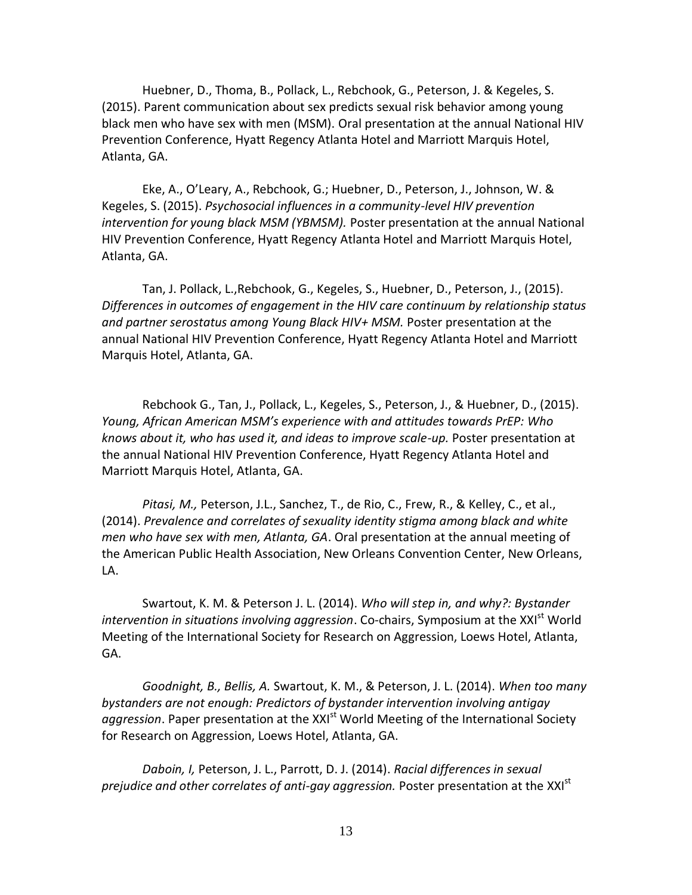Huebner, D., Thoma, B., Pollack, L., Rebchook, G., Peterson, J. & Kegeles, S. (2015). Parent communication about sex predicts sexual risk behavior among young black men who have sex with men (MSM). Oral presentation at the annual National HIV Prevention Conference, Hyatt Regency Atlanta Hotel and Marriott Marquis Hotel, Atlanta, GA.

Eke, A., O'Leary, A., Rebchook, G.; Huebner, D., Peterson, J., Johnson, W. & Kegeles, S. (2015). *Psychosocial influences in a community-level HIV prevention intervention for young black MSM (YBMSM).* Poster presentation at the annual National HIV Prevention Conference, Hyatt Regency Atlanta Hotel and Marriott Marquis Hotel, Atlanta, GA.

Tan, J. Pollack, L.,Rebchook, G., Kegeles, S., Huebner, D., Peterson, J., (2015). *Differences in outcomes of engagement in the HIV care continuum by relationship status and partner serostatus among Young Black HIV+ MSM.* Poster presentation at the annual National HIV Prevention Conference, Hyatt Regency Atlanta Hotel and Marriott Marquis Hotel, Atlanta, GA.

Rebchook G., Tan, J., Pollack, L., Kegeles, S., Peterson, J., & Huebner, D., (2015). *Young, African American MSM's experience with and attitudes towards PrEP: Who knows about it, who has used it, and ideas to improve scale-up.* Poster presentation at the annual National HIV Prevention Conference, Hyatt Regency Atlanta Hotel and Marriott Marquis Hotel, Atlanta, GA.

*Pitasi, M.,* Peterson, J.L., Sanchez, T., de Rio, C., Frew, R., & Kelley, C., et al., (2014). *Prevalence and correlates of sexuality identity stigma among black and white men who have sex with men, Atlanta, GA*. Oral presentation at the annual meeting of the American Public Health Association, New Orleans Convention Center, New Orleans, LA.

Swartout, K. M. & Peterson J. L. (2014). *Who will step in, and why?: Bystander intervention in situations involving aggression*. Co-chairs, Symposium at the XXI[st] World Meeting of the International Society for Research on Aggression, Loews Hotel, Atlanta, GA.

*Goodnight, B., Bellis, A.* Swartout, K. M., & Peterson, J. L. (2014). *When too many bystanders are not enough: Predictors of bystander intervention involving antigay aggression*. Paper presentation at the XXI[st] World Meeting of the International Society for Research on Aggression, Loews Hotel, Atlanta, GA.

*Daboin, I,* Peterson, J. L., Parrott, D. J. (2014). *Racial differences in sexual prejudice and other correlates of anti-gay aggression.* Poster presentation at the XXI[st]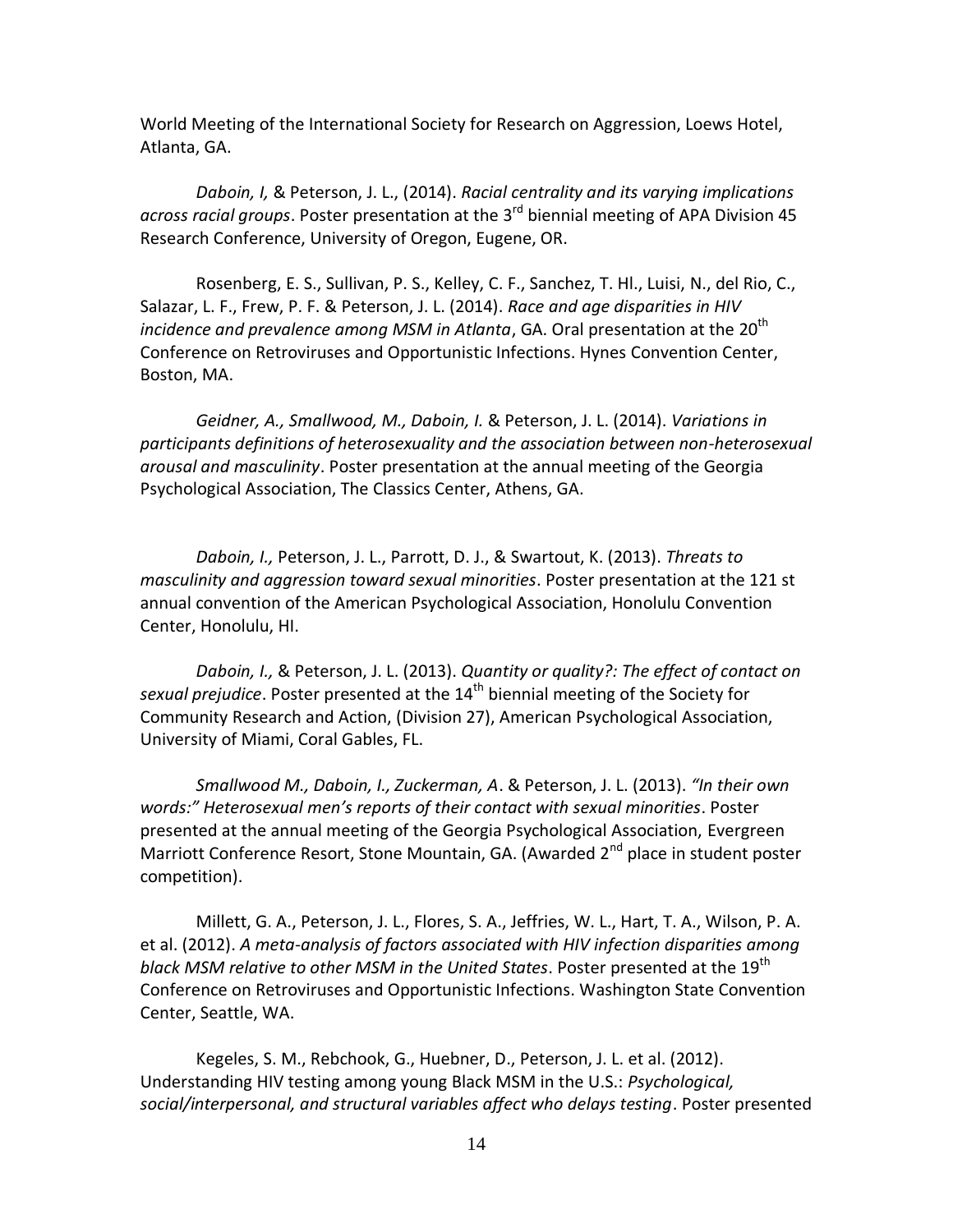World Meeting of the International Society for Research on Aggression, Loews Hotel, Atlanta, GA.

*Daboin, I,* & Peterson, J. L., (2014). *Racial centrality and its varying implications across racial groups*. Poster presentation at the 3rd biennial meeting of APA Division 45 Research Conference, University of Oregon, Eugene, OR.

Rosenberg, E. S., Sullivan, P. S., Kelley, C. F., Sanchez, T. Hl., Luisi, N., del Rio, C., Salazar, L. F., Frew, P. F. & Peterson, J. L. (2014). *Race and age disparities in HIV incidence and prevalence among MSM in Atlanta*, GA. Oral presentation at the 20th Conference on Retroviruses and Opportunistic Infections. Hynes Convention Center, Boston, MA.

*Geidner, A., Smallwood, M., Daboin, I.* & Peterson, J. L. (2014). *Variations in participants definitions of heterosexuality and the association between non-heterosexual arousal and masculinity*. Poster presentation at the annual meeting of the Georgia Psychological Association, The Classics Center, Athens, GA.

*Daboin, I.,* Peterson, J. L., Parrott, D. J., & Swartout, K. (2013). *Threats to masculinity and aggression toward sexual minorities*. Poster presentation at the 121 st annual convention of the American Psychological Association, Honolulu Convention Center, Honolulu, HI.

*Daboin, I.,* & Peterson, J. L. (2013). *Quantity or quality?: The effect of contact on sexual prejudice*. Poster presented at the 14th biennial meeting of the Society for Community Research and Action, (Division 27), American Psychological Association, University of Miami, Coral Gables, FL.

*Smallwood M., Daboin, I., Zuckerman, A*. & Peterson, J. L. (2013). *"In their own words:" Heterosexual men's reports of their contact with sexual minorities*. Poster presented at the annual meeting of the Georgia Psychological Association, Evergreen Marriott Conference Resort, Stone Mountain, GA. (Awarded 2nd place in student poster competition).

Millett, G. A., Peterson, J. L., Flores, S. A., Jeffries, W. L., Hart, T. A., Wilson, P. A. et al. (2012). *A meta-analysis of factors associated with HIV infection disparities among black MSM relative to other MSM in the United States*. Poster presented at the 19th Conference on Retroviruses and Opportunistic Infections. Washington State Convention Center, Seattle, WA.

Kegeles, S. M., Rebchook, G., Huebner, D., Peterson, J. L. et al. (2012). Understanding HIV testing among young Black MSM in the U.S.: *Psychological, social/interpersonal, and structural variables affect who delays testing*. Poster presented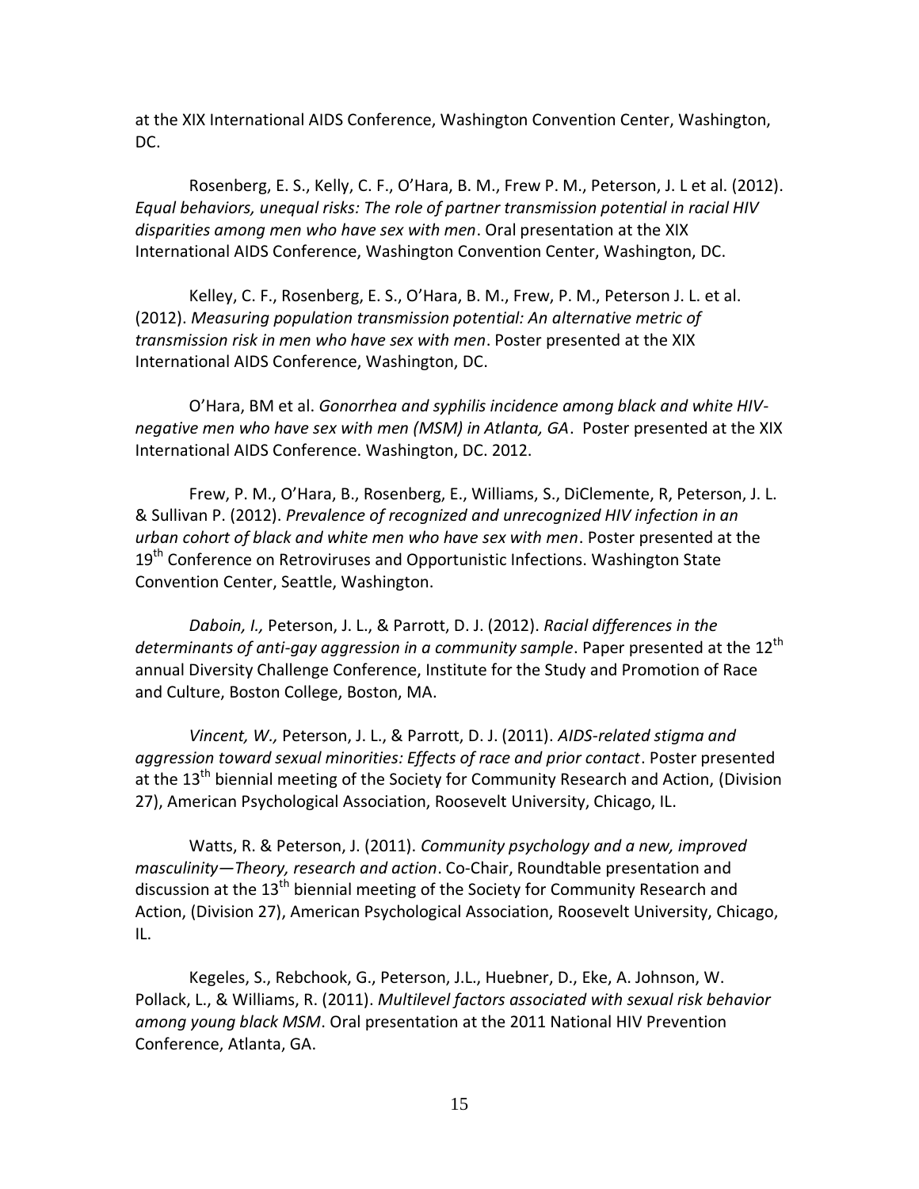at the XIX International AIDS Conference, Washington Convention Center, Washington, DC.

Rosenberg, E. S., Kelly, C. F., O'Hara, B. M., Frew P. M., Peterson, J. L et al. (2012). *Equal behaviors, unequal risks: The role of partner transmission potential in racial HIV disparities among men who have sex with men*. Oral presentation at the XIX International AIDS Conference, Washington Convention Center, Washington, DC.

Kelley, C. F., Rosenberg, E. S., O'Hara, B. M., Frew, P. M., Peterson J. L. et al. (2012). *Measuring population transmission potential: An alternative metric of transmission risk in men who have sex with men*. Poster presented at the XIX International AIDS Conference, Washington, DC.

O'Hara, BM et al. *Gonorrhea and syphilis incidence among black and white HIV-negative men who have sex with men (MSM) in Atlanta, GA*. Poster presented at the XIX International AIDS Conference. Washington, DC. 2012.

Frew, P. M., O'Hara, B., Rosenberg, E., Williams, S., DiClemente, R, Peterson, J. L. & Sullivan P. (2012). *Prevalence of recognized and unrecognized HIV infection in an urban cohort of black and white men who have sex with men*. Poster presented at the 19th Conference on Retroviruses and Opportunistic Infections. Washington State Convention Center, Seattle, Washington.

*Daboin, I.,* Peterson, J. L., & Parrott, D. J. (2012). *Racial differences in the determinants of anti-gay aggression in a community sample*. Paper presented at the 12th annual Diversity Challenge Conference, Institute for the Study and Promotion of Race and Culture, Boston College, Boston, MA.

*Vincent, W.,* Peterson, J. L., & Parrott, D. J. (2011). *AIDS-related stigma and aggression toward sexual minorities: Effects of race and prior contact*. Poster presented at the 13th biennial meeting of the Society for Community Research and Action, (Division 27), American Psychological Association, Roosevelt University, Chicago, IL.

Watts, R. & Peterson, J. (2011). *Community psychology and a new, improved masculinity—Theory, research and action*. Co-Chair, Roundtable presentation and discussion at the 13th biennial meeting of the Society for Community Research and Action, (Division 27), American Psychological Association, Roosevelt University, Chicago, IL.

Kegeles, S., Rebchook, G., Peterson, J.L., Huebner, D., Eke, A. Johnson, W. Pollack, L., & Williams, R. (2011). *Multilevel factors associated with sexual risk behavior among young black MSM*. Oral presentation at the 2011 National HIV Prevention Conference, Atlanta, GA.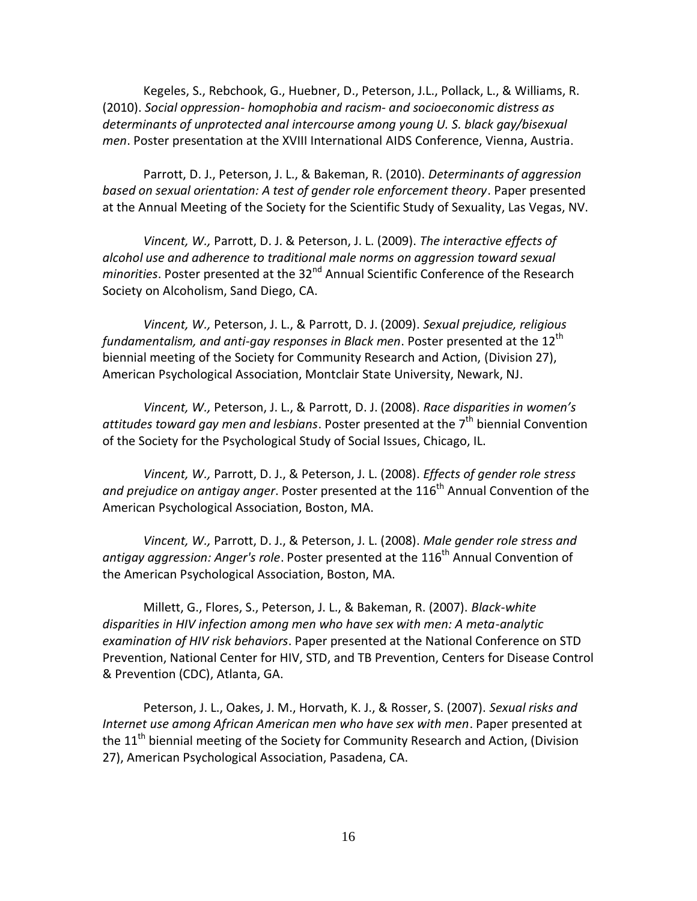Kegeles, S., Rebchook, G., Huebner, D., Peterson, J.L., Pollack, L., & Williams, R. (2010). *Social oppression- homophobia and racism- and socioeconomic distress as determinants of unprotected anal intercourse among young U. S. black gay/bisexual men*. Poster presentation at the XVIII International AIDS Conference, Vienna, Austria.

Parrott, D. J., Peterson, J. L., & Bakeman, R. (2010). *Determinants of aggression based on sexual orientation: A test of gender role enforcement theory*. Paper presented at the Annual Meeting of the Society for the Scientific Study of Sexuality, Las Vegas, NV.

*Vincent, W.,* Parrott, D. J. & Peterson, J. L. (2009). *The interactive effects of alcohol use and adherence to traditional male norms on aggression toward sexual minorities*. Poster presented at the 32nd Annual Scientific Conference of the Research Society on Alcoholism, Sand Diego, CA.

*Vincent, W.,* Peterson, J. L., & Parrott, D. J. (2009). *Sexual prejudice, religious fundamentalism, and anti-gay responses in Black men*. Poster presented at the 12th biennial meeting of the Society for Community Research and Action, (Division 27), American Psychological Association, Montclair State University, Newark, NJ.

*Vincent, W.,* Peterson, J. L., & Parrott, D. J. (2008). *Race disparities in women's attitudes toward gay men and lesbians*. Poster presented at the 7th biennial Convention of the Society for the Psychological Study of Social Issues, Chicago, IL.

*Vincent, W.,* Parrott, D. J., & Peterson, J. L. (2008). *Effects of gender role stress and prejudice on antigay anger*. Poster presented at the 116th Annual Convention of the American Psychological Association, Boston, MA.

*Vincent, W.,* Parrott, D. J., & Peterson, J. L. (2008). *Male gender role stress and antigay aggression: Anger's role*. Poster presented at the 116th Annual Convention of the American Psychological Association, Boston, MA.

Millett, G., Flores, S., Peterson, J. L., & Bakeman, R. (2007). *Black-white disparities in HIV infection among men who have sex with men: A meta-analytic examination of HIV risk behaviors*. Paper presented at the National Conference on STD Prevention, National Center for HIV, STD, and TB Prevention, Centers for Disease Control & Prevention (CDC), Atlanta, GA.

Peterson, J. L., Oakes, J. M., Horvath, K. J., & Rosser, S. (2007). *Sexual risks and Internet use among African American men who have sex with men*. Paper presented at the 11th biennial meeting of the Society for Community Research and Action, (Division 27), American Psychological Association, Pasadena, CA.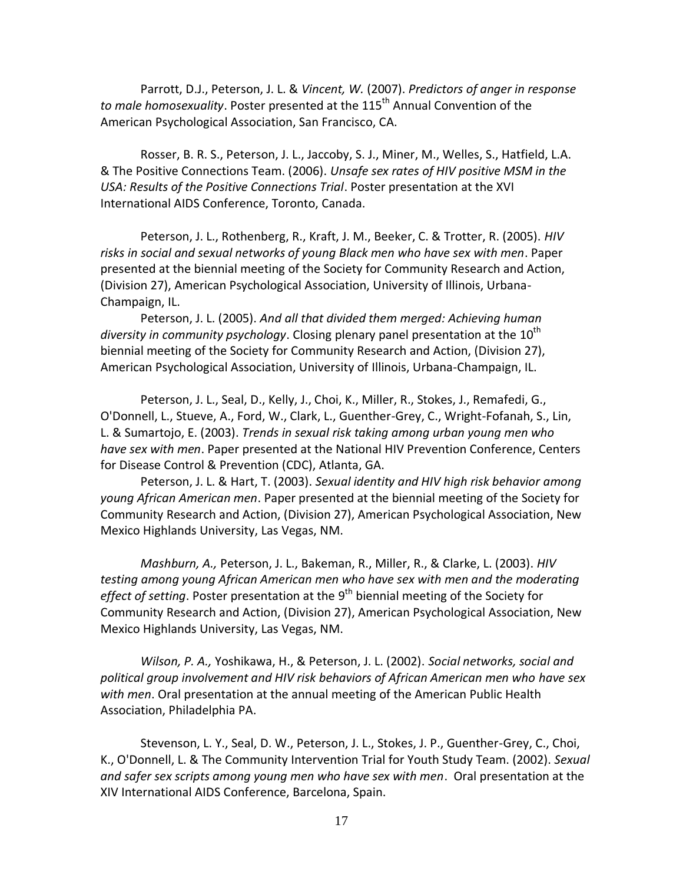Parrott, D.J., Peterson, J. L. & *Vincent, W.* (2007). *Predictors of anger in response to male homosexuality*. Poster presented at the 115th Annual Convention of the American Psychological Association, San Francisco, CA.

Rosser, B. R. S., Peterson, J. L., Jaccoby, S. J., Miner, M., Welles, S., Hatfield, L.A. & The Positive Connections Team. (2006). *Unsafe sex rates of HIV positive MSM in the USA: Results of the Positive Connections Trial*. Poster presentation at the XVI International AIDS Conference, Toronto, Canada.

Peterson, J. L., Rothenberg, R., Kraft, J. M., Beeker, C. & Trotter, R. (2005). *HIV risks in social and sexual networks of young Black men who have sex with men*. Paper presented at the biennial meeting of the Society for Community Research and Action, (Division 27), American Psychological Association, University of Illinois, Urbana-Champaign, IL.

Peterson, J. L. (2005). *And all that divided them merged: Achieving human diversity in community psychology*. Closing plenary panel presentation at the 10th biennial meeting of the Society for Community Research and Action, (Division 27), American Psychological Association, University of Illinois, Urbana-Champaign, IL.

Peterson, J. L., Seal, D., Kelly, J., Choi, K., Miller, R., Stokes, J., Remafedi, G., O'Donnell, L., Stueve, A., Ford, W., Clark, L., Guenther-Grey, C., Wright-Fofanah, S., Lin, L. & Sumartojo, E. (2003). *Trends in sexual risk taking among urban young men who have sex with men*. Paper presented at the National HIV Prevention Conference, Centers for Disease Control & Prevention (CDC), Atlanta, GA.

Peterson, J. L. & Hart, T. (2003). *Sexual identity and HIV high risk behavior among young African American men*. Paper presented at the biennial meeting of the Society for Community Research and Action, (Division 27), American Psychological Association, New Mexico Highlands University, Las Vegas, NM.

*Mashburn, A.,* Peterson, J. L., Bakeman, R., Miller, R., & Clarke, L. (2003). *HIV testing among young African American men who have sex with men and the moderating effect of setting*. Poster presentation at the 9th biennial meeting of the Society for Community Research and Action, (Division 27), American Psychological Association, New Mexico Highlands University, Las Vegas, NM.

*Wilson, P. A.,* Yoshikawa, H., & Peterson, J. L. (2002). *Social networks, social and political group involvement and HIV risk behaviors of African American men who have sex with men*. Oral presentation at the annual meeting of the American Public Health Association, Philadelphia PA.

Stevenson, L. Y., Seal, D. W., Peterson, J. L., Stokes, J. P., Guenther-Grey, C., Choi, K., O'Donnell, L. & The Community Intervention Trial for Youth Study Team. (2002). *Sexual and safer sex scripts among young men who have sex with men*. Oral presentation at the XIV International AIDS Conference, Barcelona, Spain.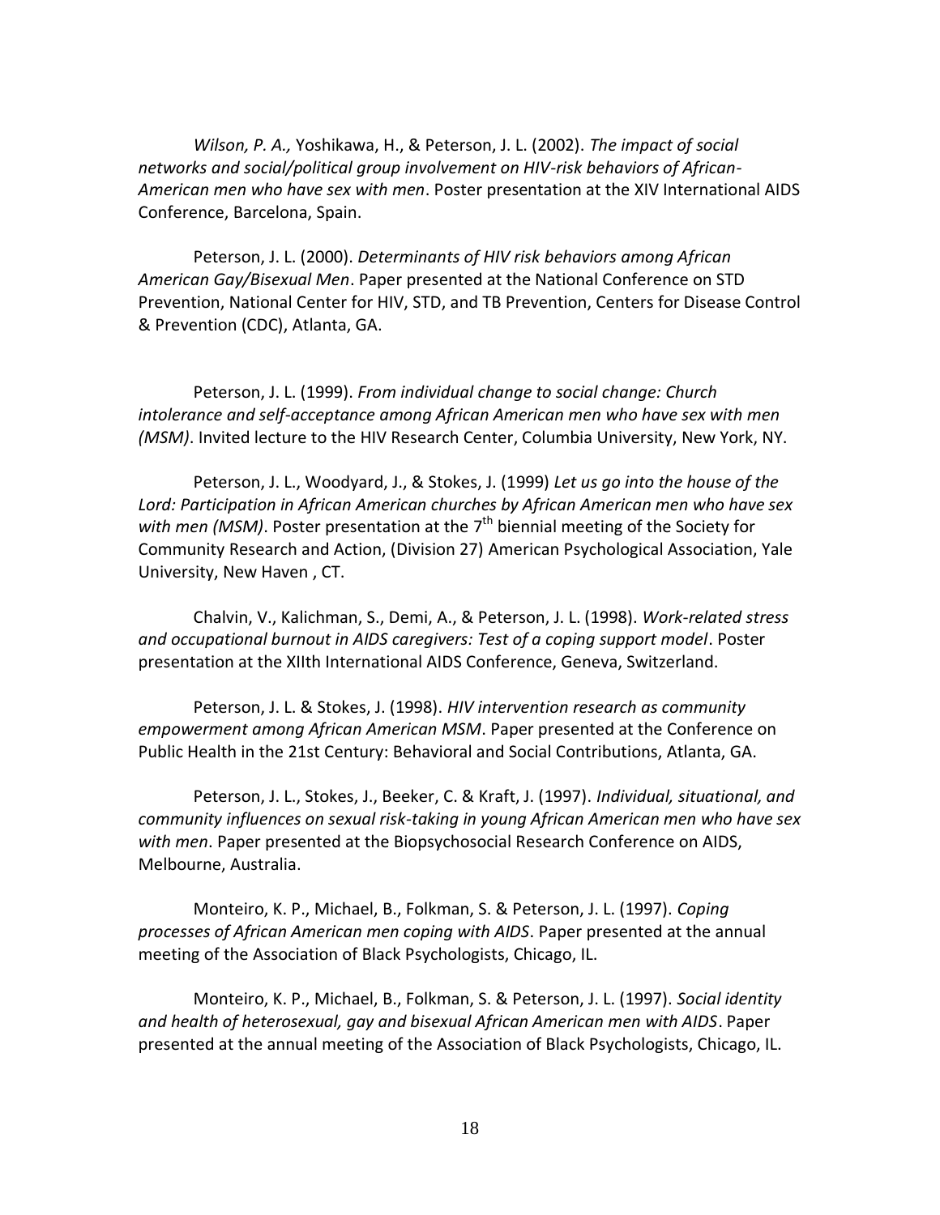*Wilson, P. A.,* Yoshikawa, H., & Peterson, J. L. (2002). *The impact of social networks and social/political group involvement on HIV-risk behaviors of African-American men who have sex with men*. Poster presentation at the XIV International AIDS Conference, Barcelona, Spain.

Peterson, J. L. (2000). *Determinants of HIV risk behaviors among African American Gay/Bisexual Men*. Paper presented at the National Conference on STD Prevention, National Center for HIV, STD, and TB Prevention, Centers for Disease Control & Prevention (CDC), Atlanta, GA.

Peterson, J. L. (1999). *From individual change to social change: Church intolerance and self-acceptance among African American men who have sex with men (MSM)*. Invited lecture to the HIV Research Center, Columbia University, New York, NY.

Peterson, J. L., Woodyard, J., & Stokes, J. (1999) *Let us go into the house of the Lord: Participation in African American churches by African American men who have sex with men (MSM)*. Poster presentation at the 7th biennial meeting of the Society for Community Research and Action, (Division 27) American Psychological Association, Yale University, New Haven , CT.

Chalvin, V., Kalichman, S., Demi, A., & Peterson, J. L. (1998). *Work-related stress and occupational burnout in AIDS caregivers: Test of a coping support model*. Poster presentation at the XIIth International AIDS Conference, Geneva, Switzerland.

Peterson, J. L. & Stokes, J. (1998). *HIV intervention research as community empowerment among African American MSM*. Paper presented at the Conference on Public Health in the 21st Century: Behavioral and Social Contributions, Atlanta, GA.

Peterson, J. L., Stokes, J., Beeker, C. & Kraft, J. (1997). *Individual, situational, and community influences on sexual risk-taking in young African American men who have sex with men*. Paper presented at the Biopsychosocial Research Conference on AIDS, Melbourne, Australia.

Monteiro, K. P., Michael, B., Folkman, S. & Peterson, J. L. (1997). *Coping processes of African American men coping with AIDS*. Paper presented at the annual meeting of the Association of Black Psychologists, Chicago, IL.

Monteiro, K. P., Michael, B., Folkman, S. & Peterson, J. L. (1997). *Social identity and health of heterosexual, gay and bisexual African American men with AIDS*. Paper presented at the annual meeting of the Association of Black Psychologists, Chicago, IL.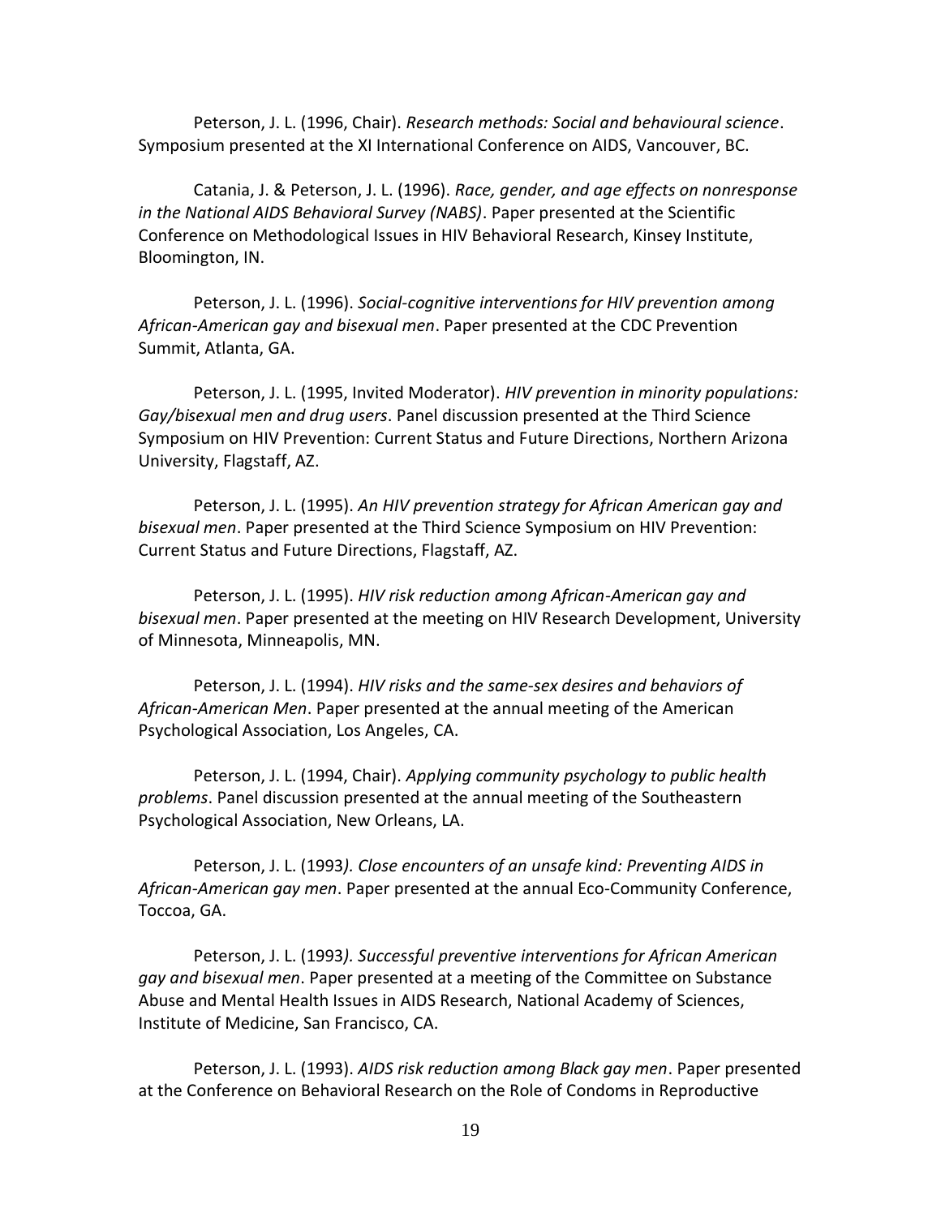Peterson, J. L. (1996, Chair). *Research methods: Social and behavioural science*. Symposium presented at the XI International Conference on AIDS, Vancouver, BC.

Catania, J. & Peterson, J. L. (1996). *Race, gender, and age effects on nonresponse in the National AIDS Behavioral Survey (NABS)*. Paper presented at the Scientific Conference on Methodological Issues in HIV Behavioral Research, Kinsey Institute, Bloomington, IN.

Peterson, J. L. (1996). *Social-cognitive interventions for HIV prevention among African-American gay and bisexual men*. Paper presented at the CDC Prevention Summit, Atlanta, GA.

Peterson, J. L. (1995, Invited Moderator). *HIV prevention in minority populations: Gay/bisexual men and drug users*. Panel discussion presented at the Third Science Symposium on HIV Prevention: Current Status and Future Directions, Northern Arizona University, Flagstaff, AZ.

Peterson, J. L. (1995). *An HIV prevention strategy for African American gay and bisexual men*. Paper presented at the Third Science Symposium on HIV Prevention: Current Status and Future Directions, Flagstaff, AZ.

Peterson, J. L. (1995). *HIV risk reduction among African-American gay and bisexual men*. Paper presented at the meeting on HIV Research Development, University of Minnesota, Minneapolis, MN.

Peterson, J. L. (1994). *HIV risks and the same-sex desires and behaviors of African-American Men*. Paper presented at the annual meeting of the American Psychological Association, Los Angeles, CA.

Peterson, J. L. (1994, Chair). *Applying community psychology to public health problems*. Panel discussion presented at the annual meeting of the Southeastern Psychological Association, New Orleans, LA.

Peterson, J. L. (1993*). Close encounters of an unsafe kind: Preventing AIDS in African-American gay men*. Paper presented at the annual Eco-Community Conference, Toccoa, GA.

Peterson, J. L. (1993*). Successful preventive interventions for African American gay and bisexual men*. Paper presented at a meeting of the Committee on Substance Abuse and Mental Health Issues in AIDS Research, National Academy of Sciences, Institute of Medicine, San Francisco, CA.

Peterson, J. L. (1993). *AIDS risk reduction among Black gay men*. Paper presented at the Conference on Behavioral Research on the Role of Condoms in Reproductive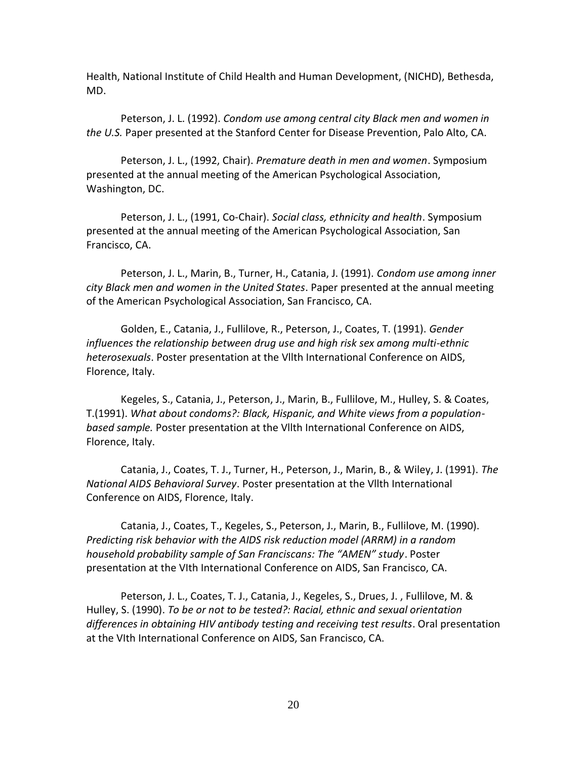Health, National Institute of Child Health and Human Development, (NICHD), Bethesda, MD.

Peterson, J. L. (1992). *Condom use among central city Black men and women in the U.S.* Paper presented at the Stanford Center for Disease Prevention, Palo Alto, CA.

Peterson, J. L., (1992, Chair). *Premature death in men and women*. Symposium presented at the annual meeting of the American Psychological Association, Washington, DC.

Peterson, J. L., (1991, Co-Chair). *Social class, ethnicity and health*. Symposium presented at the annual meeting of the American Psychological Association, San Francisco, CA.

Peterson, J. L., Marin, B., Turner, H., Catania, J. (1991). *Condom use among inner city Black men and women in the United States*. Paper presented at the annual meeting of the American Psychological Association, San Francisco, CA.

Golden, E., Catania, J., Fullilove, R., Peterson, J., Coates, T. (1991). *Gender influences the relationship between drug use and high risk sex among multi-ethnic heterosexuals*. Poster presentation at the Vllth International Conference on AIDS, Florence, Italy.

Kegeles, S., Catania, J., Peterson, J., Marin, B., Fullilove, M., Hulley, S. & Coates, T.(1991). *What about condoms?: Black, Hispanic, and White views from a population-based sample.* Poster presentation at the Vllth International Conference on AIDS, Florence, Italy.

Catania, J., Coates, T. J., Turner, H., Peterson, J., Marin, B., & Wiley, J. (1991). *The National AIDS Behavioral Survey*. Poster presentation at the Vllth International Conference on AIDS, Florence, Italy.

Catania, J., Coates, T., Kegeles, S., Peterson, J., Marin, B., Fullilove, M. (1990). *Predicting risk behavior with the AIDS risk reduction model (ARRM) in a random household probability sample of San Franciscans: The "AMEN" study*. Poster presentation at the VIth International Conference on AIDS, San Francisco, CA.

Peterson, J. L., Coates, T. J., Catania, J., Kegeles, S., Drues, J. , Fullilove, M. & Hulley, S. (1990). *To be or not to be tested?: Racial, ethnic and sexual orientation differences in obtaining HIV antibody testing and receiving test results*. Oral presentation at the VIth International Conference on AIDS, San Francisco, CA.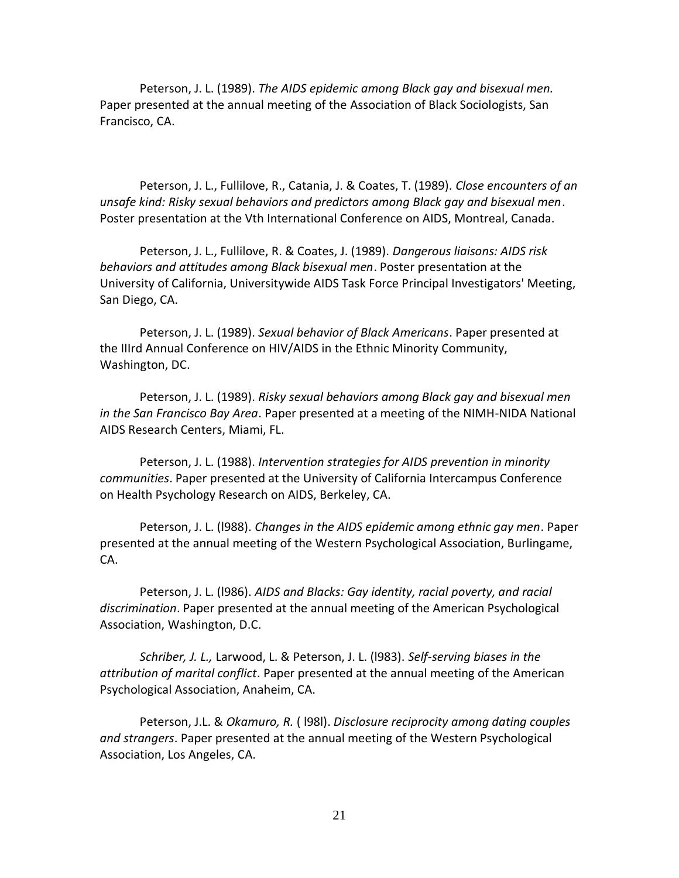Peterson, J. L. (1989). *The AIDS epidemic among Black gay and bisexual men.* Paper presented at the annual meeting of the Association of Black Sociologists, San Francisco, CA.

Peterson, J. L., Fullilove, R., Catania, J. & Coates, T. (1989). *Close encounters of an unsafe kind: Risky sexual behaviors and predictors among Black gay and bisexual men*. Poster presentation at the Vth International Conference on AIDS, Montreal, Canada.

Peterson, J. L., Fullilove, R. & Coates, J. (1989). *Dangerous liaisons: AIDS risk behaviors and attitudes among Black bisexual men*. Poster presentation at the University of California, Universitywide AIDS Task Force Principal Investigators' Meeting, San Diego, CA.

Peterson, J. L. (1989). *Sexual behavior of Black Americans*. Paper presented at the IIIrd Annual Conference on HIV/AIDS in the Ethnic Minority Community, Washington, DC.

Peterson, J. L. (1989). *Risky sexual behaviors among Black gay and bisexual men in the San Francisco Bay Area*. Paper presented at a meeting of the NIMH-NIDA National AIDS Research Centers, Miami, FL.

Peterson, J. L. (1988). *Intervention strategies for AIDS prevention in minority communities*. Paper presented at the University of California Intercampus Conference on Health Psychology Research on AIDS, Berkeley, CA.

Peterson, J. L. (l988). *Changes in the AIDS epidemic among ethnic gay men*. Paper presented at the annual meeting of the Western Psychological Association, Burlingame, CA.

Peterson, J. L. (l986). *AIDS and Blacks: Gay identity, racial poverty, and racial discrimination*. Paper presented at the annual meeting of the American Psychological Association, Washington, D.C.

*Schriber, J. L.,* Larwood, L. & Peterson, J. L. (l983). *Self-serving biases in the attribution of marital conflict*. Paper presented at the annual meeting of the American Psychological Association, Anaheim, CA.

Peterson, J.L. & *Okamuro, R.* ( l98l). *Disclosure reciprocity among dating couples and strangers*. Paper presented at the annual meeting of the Western Psychological Association, Los Angeles, CA.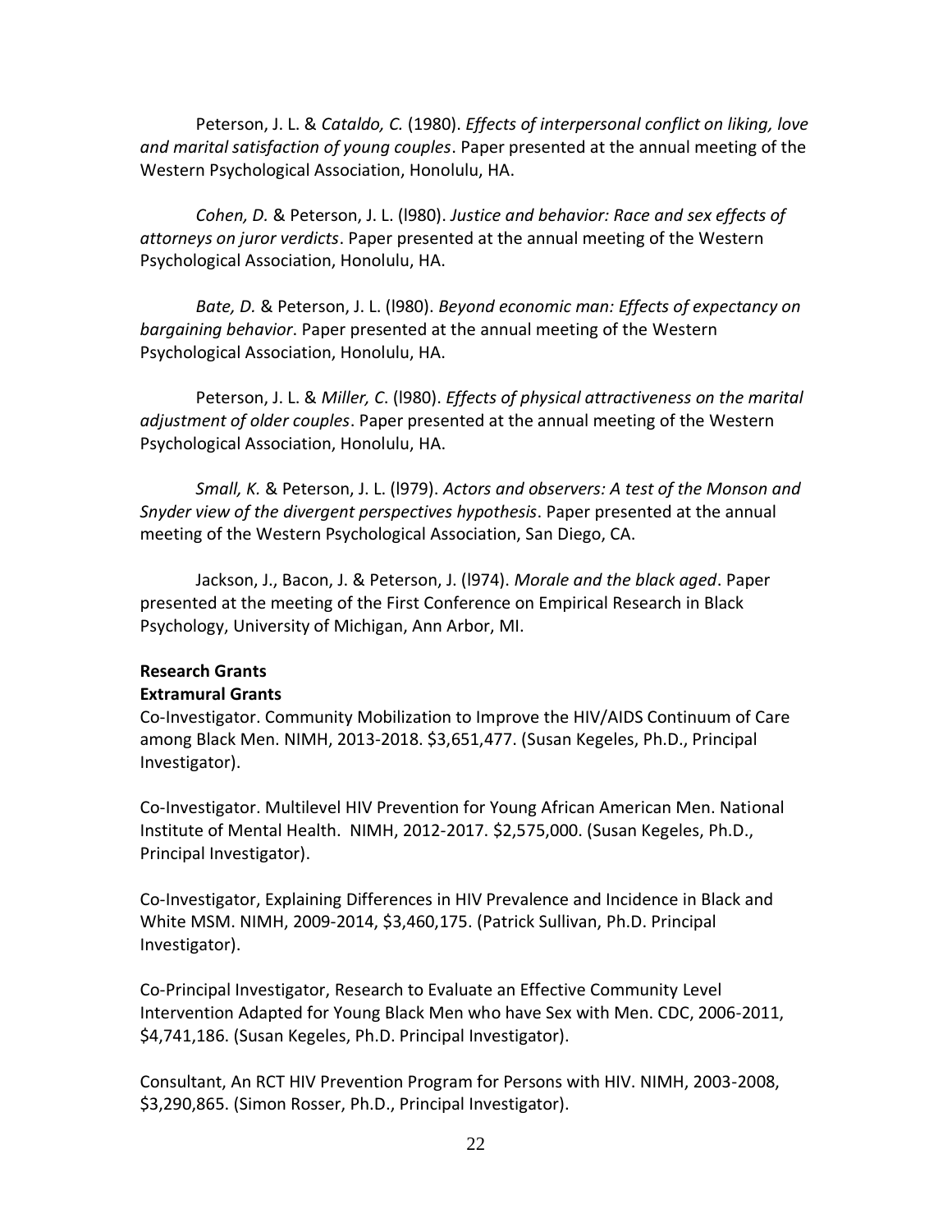Peterson, J. L. & *Cataldo, C.* (1980). *Effects of interpersonal conflict on liking, love and marital satisfaction of young couples*. Paper presented at the annual meeting of the Western Psychological Association, Honolulu, HA.

*Cohen, D.* & Peterson, J. L. (l980). *Justice and behavior: Race and sex effects of attorneys on juror verdicts*. Paper presented at the annual meeting of the Western Psychological Association, Honolulu, HA.

*Bate, D.* & Peterson, J. L. (l980). *Beyond economic man: Effects of expectancy on bargaining behavior*. Paper presented at the annual meeting of the Western Psychological Association, Honolulu, HA.

Peterson, J. L. & *Miller, C*. (l980). *Effects of physical attractiveness on the marital adjustment of older couples*. Paper presented at the annual meeting of the Western Psychological Association, Honolulu, HA.

*Small, K.* & Peterson, J. L. (l979). *Actors and observers: A test of the Monson and Snyder view of the divergent perspectives hypothesis*. Paper presented at the annual meeting of the Western Psychological Association, San Diego, CA.

Jackson, J., Bacon, J. & Peterson, J. (l974). *Morale and the black aged*. Paper presented at the meeting of the First Conference on Empirical Research in Black Psychology, University of Michigan, Ann Arbor, MI.

**Research Grants**

**Extramural Grants**

Co-Investigator. Community Mobilization to Improve the HIV/AIDS Continuum of Care among Black Men. NIMH, 2013-2018. $3,651,477. (Susan Kegeles, Ph.D., Principal Investigator).

Co-Investigator. Multilevel HIV Prevention for Young African American Men. National Institute of Mental Health. NIMH, 2012-2017. $2,575,000. (Susan Kegeles, Ph.D., Principal Investigator).

Co-Investigator, Explaining Differences in HIV Prevalence and Incidence in Black and White MSM. NIMH, 2009-2014, $3,460,175. (Patrick Sullivan, Ph.D. Principal Investigator).

Co-Principal Investigator, Research to Evaluate an Effective Community Level Intervention Adapted for Young Black Men who have Sex with Men. CDC, 2006-2011, $4,741,186. (Susan Kegeles, Ph.D. Principal Investigator).

Consultant, An RCT HIV Prevention Program for Persons with HIV. NIMH, 2003-2008, $3,290,865. (Simon Rosser, Ph.D., Principal Investigator).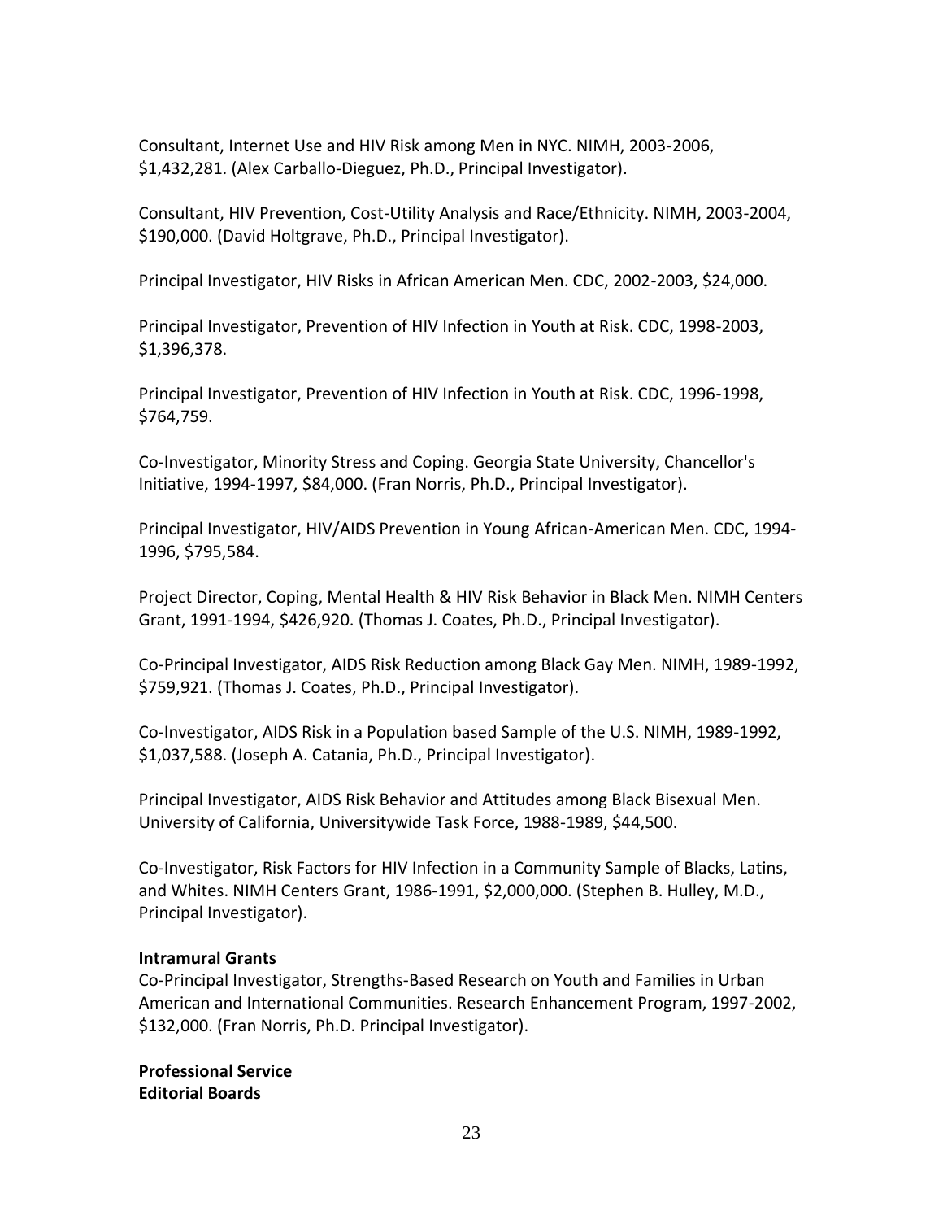Consultant, Internet Use and HIV Risk among Men in NYC. NIMH, 2003-2006, $1,432,281. (Alex Carballo-Dieguez, Ph.D., Principal Investigator).

Consultant, HIV Prevention, Cost-Utility Analysis and Race/Ethnicity. NIMH, 2003-2004, $190,000. (David Holtgrave, Ph.D., Principal Investigator).

Principal Investigator, HIV Risks in African American Men. CDC, 2002-2003, $24,000.

Principal Investigator, Prevention of HIV Infection in Youth at Risk. CDC, 1998-2003, $1,396,378.

Principal Investigator, Prevention of HIV Infection in Youth at Risk. CDC, 1996-1998, $764,759.

Co-Investigator, Minority Stress and Coping. Georgia State University, Chancellor's Initiative, 1994-1997, $84,000. (Fran Norris, Ph.D., Principal Investigator).

Principal Investigator, HIV/AIDS Prevention in Young African-American Men. CDC, 1994-1996, $795,584.

Project Director, Coping, Mental Health & HIV Risk Behavior in Black Men. NIMH Centers Grant, 1991-1994, $426,920. (Thomas J. Coates, Ph.D., Principal Investigator).

Co-Principal Investigator, AIDS Risk Reduction among Black Gay Men. NIMH, 1989-1992, $759,921. (Thomas J. Coates, Ph.D., Principal Investigator).

Co-Investigator, AIDS Risk in a Population based Sample of the U.S. NIMH, 1989-1992, $1,037,588. (Joseph A. Catania, Ph.D., Principal Investigator).

Principal Investigator, AIDS Risk Behavior and Attitudes among Black Bisexual Men. University of California, Universitywide Task Force, 1988-1989, $44,500.

Co-Investigator, Risk Factors for HIV Infection in a Community Sample of Blacks, Latins, and Whites. NIMH Centers Grant, 1986-1991, $2,000,000. (Stephen B. Hulley, M.D., Principal Investigator).

**Intramural Grants**

Co-Principal Investigator, Strengths-Based Research on Youth and Families in Urban American and International Communities. Research Enhancement Program, 1997-2002, $132,000. (Fran Norris, Ph.D. Principal Investigator).

**Professional Service**

**Editorial Boards**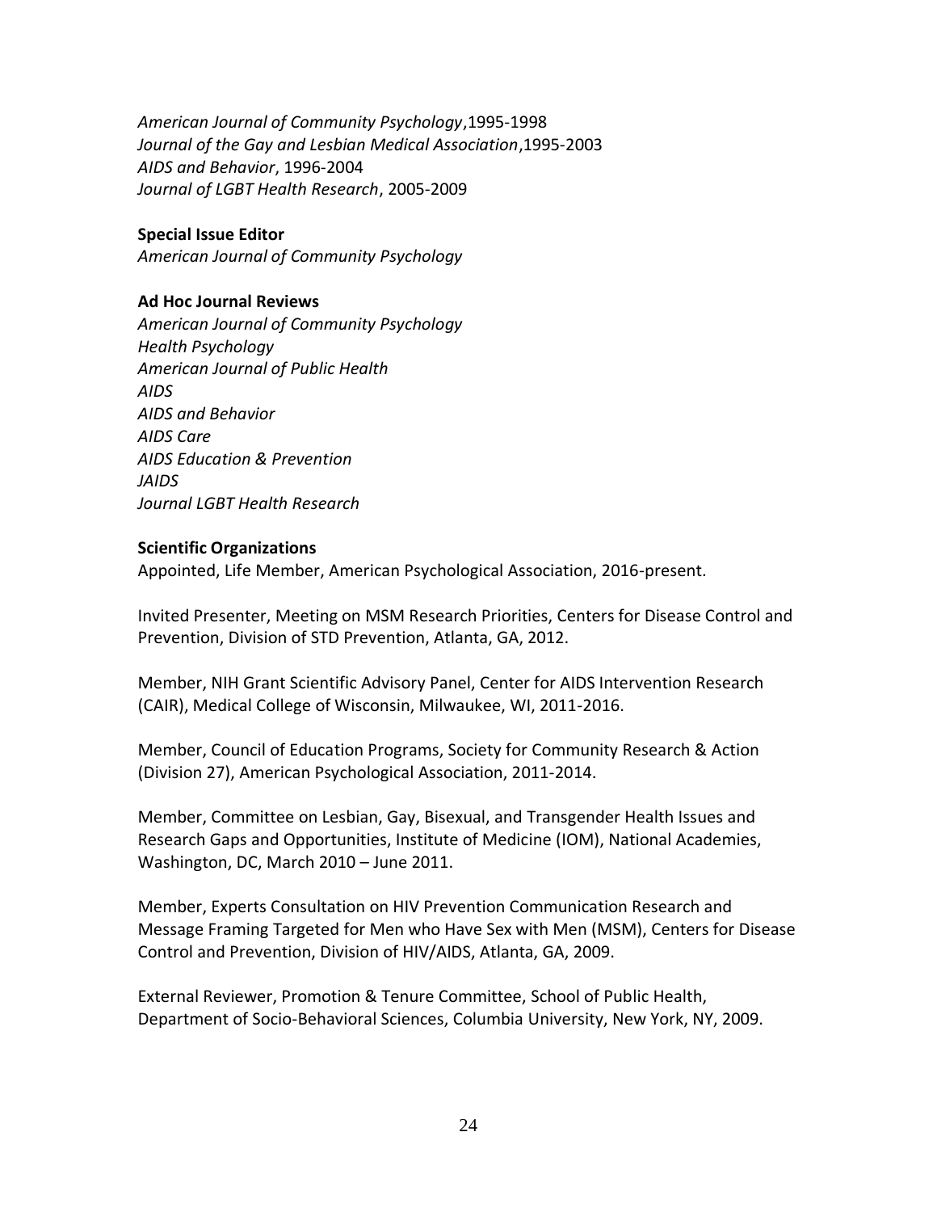*American Journal of Community Psychology*,1995-1998
*Journal of the Gay and Lesbian Medical Association*,1995-2003
*AIDS and Behavior*, 1996-2004
*Journal of LGBT Health Research*, 2005-2009

**Special Issue Editor**
*American Journal of Community Psychology*

**Ad Hoc Journal Reviews**
*American Journal of Community Psychology*
*Health Psychology*
*American Journal of Public Health*
*AIDS*
*AIDS and Behavior*
*AIDS Care*
*AIDS Education & Prevention*
*JAIDS*
*Journal LGBT Health Research*

**Scientific Organizations**

Appointed, Life Member, American Psychological Association, 2016-present.

Invited Presenter, Meeting on MSM Research Priorities, Centers for Disease Control and Prevention, Division of STD Prevention, Atlanta, GA, 2012.

Member, NIH Grant Scientific Advisory Panel, Center for AIDS Intervention Research (CAIR), Medical College of Wisconsin, Milwaukee, WI, 2011-2016.

Member, Council of Education Programs, Society for Community Research & Action (Division 27), American Psychological Association, 2011-2014.

Member, Committee on Lesbian, Gay, Bisexual, and Transgender Health Issues and Research Gaps and Opportunities, Institute of Medicine (IOM), National Academies, Washington, DC, March 2010 – June 2011.

Member, Experts Consultation on HIV Prevention Communication Research and Message Framing Targeted for Men who Have Sex with Men (MSM), Centers for Disease Control and Prevention, Division of HIV/AIDS, Atlanta, GA, 2009.

External Reviewer, Promotion & Tenure Committee, School of Public Health, Department of Socio-Behavioral Sciences, Columbia University, New York, NY, 2009.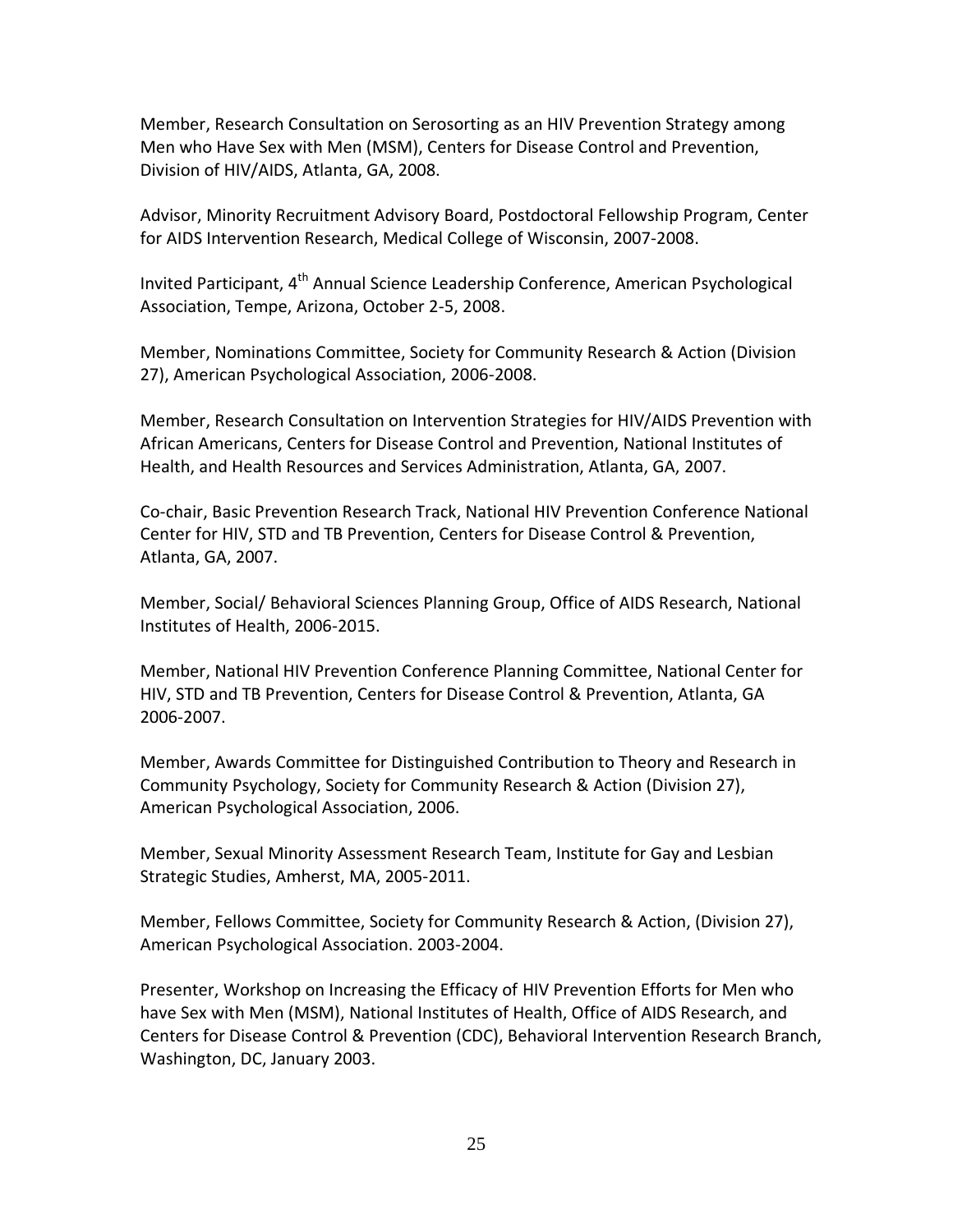Member, Research Consultation on Serosorting as an HIV Prevention Strategy among Men who Have Sex with Men (MSM), Centers for Disease Control and Prevention, Division of HIV/AIDS, Atlanta, GA, 2008.

Advisor, Minority Recruitment Advisory Board, Postdoctoral Fellowship Program, Center for AIDS Intervention Research, Medical College of Wisconsin, 2007-2008.

Invited Participant, 4th Annual Science Leadership Conference, American Psychological Association, Tempe, Arizona, October 2-5, 2008.

Member, Nominations Committee, Society for Community Research & Action (Division 27), American Psychological Association, 2006-2008.

Member, Research Consultation on Intervention Strategies for HIV/AIDS Prevention with African Americans, Centers for Disease Control and Prevention, National Institutes of Health, and Health Resources and Services Administration, Atlanta, GA, 2007.

Co-chair, Basic Prevention Research Track, National HIV Prevention Conference National Center for HIV, STD and TB Prevention, Centers for Disease Control & Prevention, Atlanta, GA, 2007.

Member, Social/ Behavioral Sciences Planning Group, Office of AIDS Research, National Institutes of Health, 2006-2015.

Member, National HIV Prevention Conference Planning Committee, National Center for HIV, STD and TB Prevention, Centers for Disease Control & Prevention, Atlanta, GA 2006-2007.

Member, Awards Committee for Distinguished Contribution to Theory and Research in Community Psychology, Society for Community Research & Action (Division 27), American Psychological Association, 2006.

Member, Sexual Minority Assessment Research Team, Institute for Gay and Lesbian Strategic Studies, Amherst, MA, 2005-2011.

Member, Fellows Committee, Society for Community Research & Action, (Division 27), American Psychological Association. 2003-2004.

Presenter, Workshop on Increasing the Efficacy of HIV Prevention Efforts for Men who have Sex with Men (MSM), National Institutes of Health, Office of AIDS Research, and Centers for Disease Control & Prevention (CDC), Behavioral Intervention Research Branch, Washington, DC, January 2003.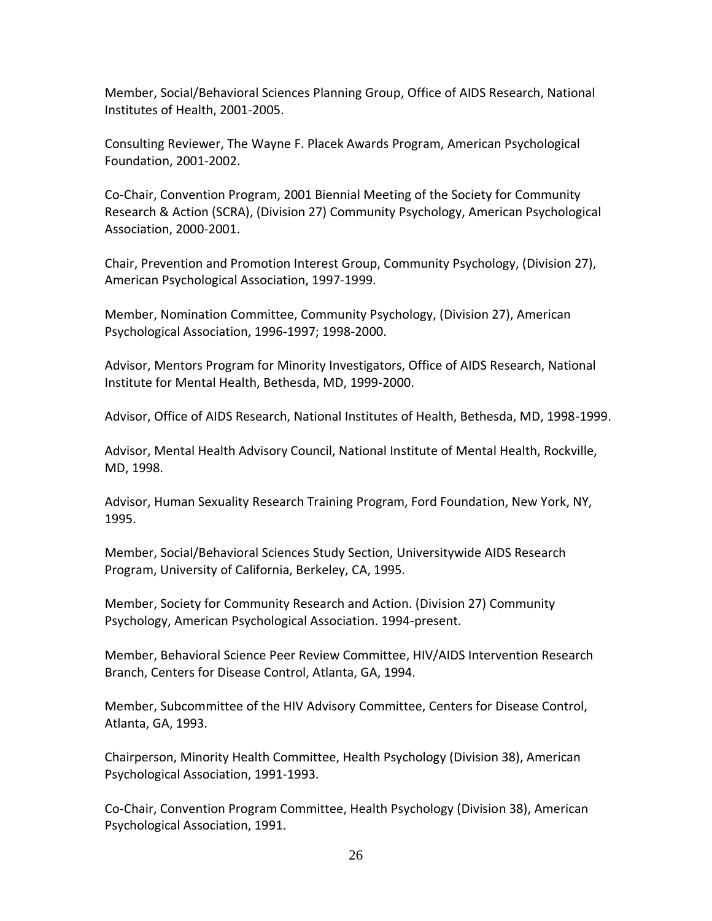Member, Social/Behavioral Sciences Planning Group, Office of AIDS Research, National Institutes of Health, 2001-2005.

Consulting Reviewer, The Wayne F. Placek Awards Program, American Psychological Foundation, 2001-2002.

Co-Chair, Convention Program, 2001 Biennial Meeting of the Society for Community Research & Action (SCRA), (Division 27) Community Psychology, American Psychological Association, 2000-2001.

Chair, Prevention and Promotion Interest Group, Community Psychology, (Division 27), American Psychological Association, 1997-1999.

Member, Nomination Committee, Community Psychology, (Division 27), American Psychological Association, 1996-1997; 1998-2000.

Advisor, Mentors Program for Minority Investigators, Office of AIDS Research, National Institute for Mental Health, Bethesda, MD, 1999-2000.

Advisor, Office of AIDS Research, National Institutes of Health, Bethesda, MD, 1998-1999.

Advisor, Mental Health Advisory Council, National Institute of Mental Health, Rockville, MD, 1998.

Advisor, Human Sexuality Research Training Program, Ford Foundation, New York, NY, 1995.

Member, Social/Behavioral Sciences Study Section, Universitywide AIDS Research Program, University of California, Berkeley, CA, 1995.

Member, Society for Community Research and Action. (Division 27) Community Psychology, American Psychological Association. 1994-present.

Member, Behavioral Science Peer Review Committee, HIV/AIDS Intervention Research Branch, Centers for Disease Control, Atlanta, GA, 1994.

Member, Subcommittee of the HIV Advisory Committee, Centers for Disease Control, Atlanta, GA, 1993.

Chairperson, Minority Health Committee, Health Psychology (Division 38), American Psychological Association, 1991-1993.

Co-Chair, Convention Program Committee, Health Psychology (Division 38), American Psychological Association, 1991.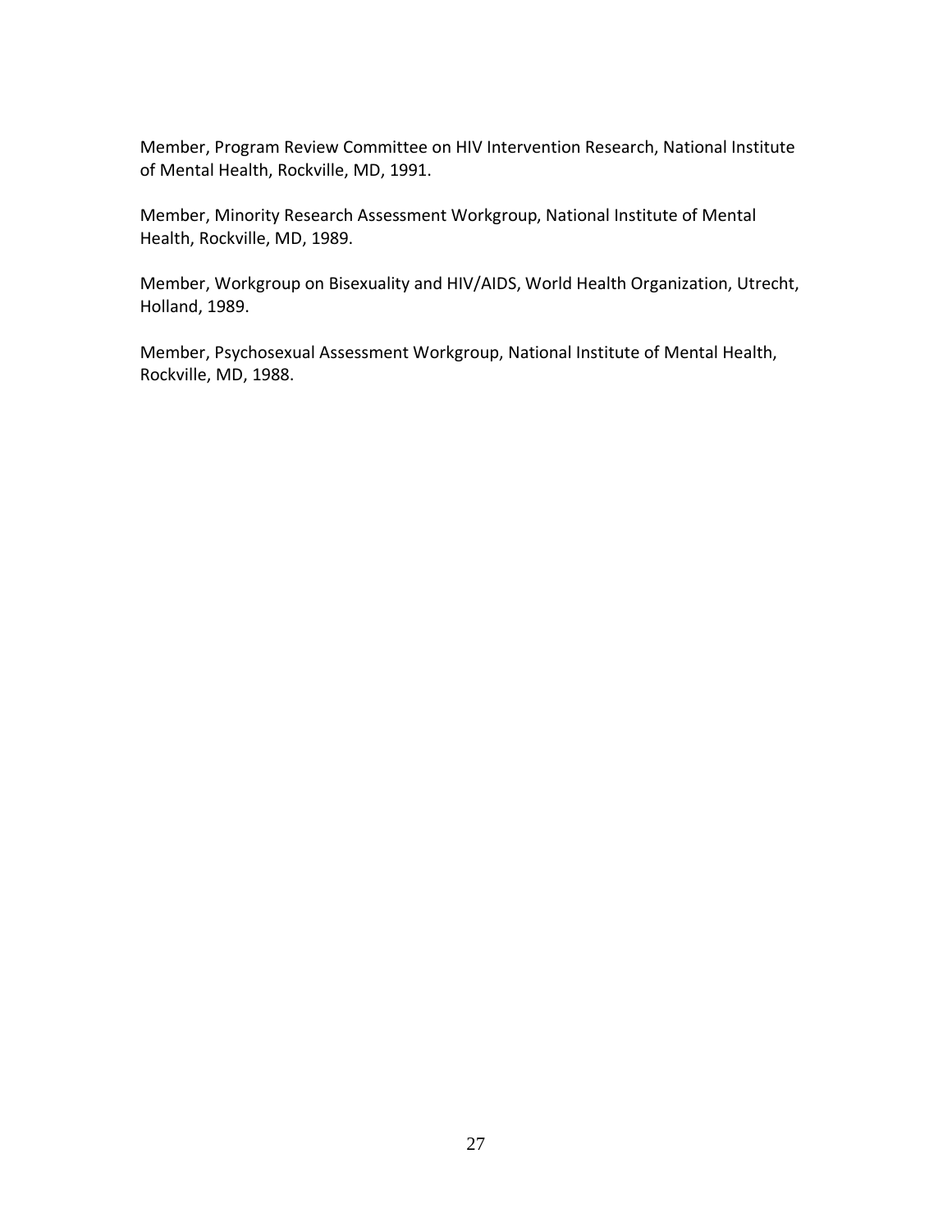Member, Program Review Committee on HIV Intervention Research, National Institute of Mental Health, Rockville, MD, 1991.

Member, Minority Research Assessment Workgroup, National Institute of Mental Health, Rockville, MD, 1989.

Member, Workgroup on Bisexuality and HIV/AIDS, World Health Organization, Utrecht, Holland, 1989.

Member, Psychosexual Assessment Workgroup, National Institute of Mental Health, Rockville, MD, 1988.